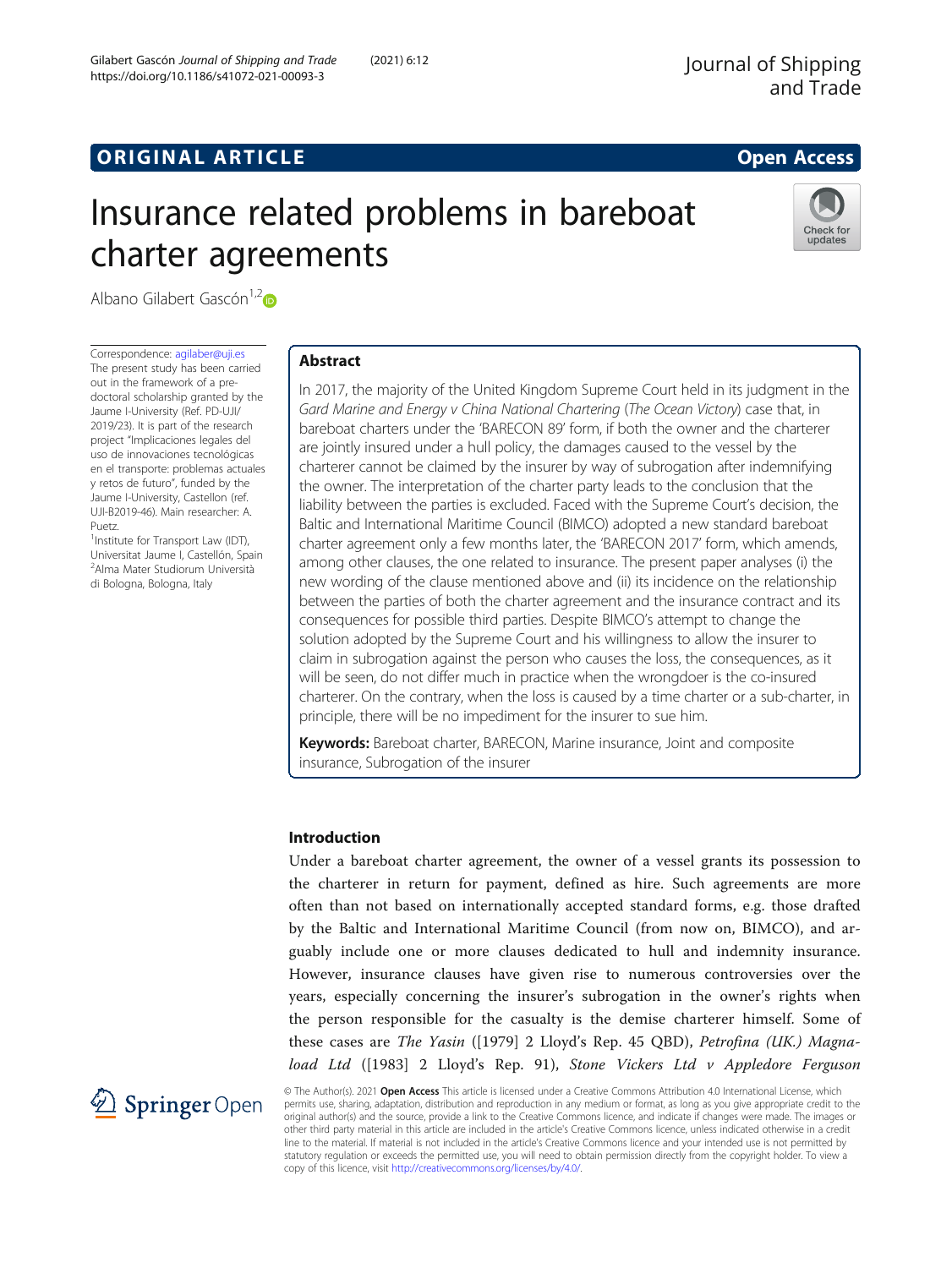# Insurance related problems in bareboat charter agreements

Albano Gilabert Gascón[1,2]

Correspondence: agilaber@uji.es
The present study has been carried out in the framework of a pre-doctoral scholarship granted by the Jaume I-University (Ref. PD-UJI/2019/23). It is part of the research project "Implicaciones legales del uso de innovaciones tecnológicas en el transporte: problemas actuales y retos de futuro", funded by the Jaume I-University, Castellon (ref. UJI-B2019-46). Main researcher: A. Puetz.
[1]Institute for Transport Law (IDT), Universitat Jaume I, Castellón, Spain
[2]Alma Mater Studiorum Università di Bologna, Bologna, Italy

## Abstract

In 2017, the majority of the United Kingdom Supreme Court held in its judgment in the *Gard Marine and Energy v China National Chartering* (*The Ocean Victory*) case that, in bareboat charters under the 'BARECON 89' form, if both the owner and the charterer are jointly insured under a hull policy, the damages caused to the vessel by the charterer cannot be claimed by the insurer by way of subrogation after indemnifying the owner. The interpretation of the charter party leads to the conclusion that the liability between the parties is excluded. Faced with the Supreme Court's decision, the Baltic and International Maritime Council (BIMCO) adopted a new standard bareboat charter agreement only a few months later, the 'BARECON 2017' form, which amends, among other clauses, the one related to insurance. The present paper analyses (i) the new wording of the clause mentioned above and (ii) its incidence on the relationship between the parties of both the charter agreement and the insurance contract and its consequences for possible third parties. Despite BIMCO's attempt to change the solution adopted by the Supreme Court and his willingness to allow the insurer to claim in subrogation against the person who causes the loss, the consequences, as it will be seen, do not differ much in practice when the wrongdoer is the co-insured charterer. On the contrary, when the loss is caused by a time charter or a sub-charter, in principle, there will be no impediment for the insurer to sue him.

**Keywords:** Bareboat charter, BARECON, Marine insurance, Joint and composite insurance, Subrogation of the insurer

## Introduction

Under a bareboat charter agreement, the owner of a vessel grants its possession to the charterer in return for payment, defined as hire. Such agreements are more often than not based on internationally accepted standard forms, e.g. those drafted by the Baltic and International Maritime Council (from now on, BIMCO), and arguably include one or more clauses dedicated to hull and indemnity insurance. However, insurance clauses have given rise to numerous controversies over the years, especially concerning the insurer's subrogation in the owner's rights when the person responsible for the casualty is the demise charterer himself. Some of these cases are *The Yasin* ([1979] 2 Lloyd's Rep. 45 QBD), *Petrofina (UK.) Magnaload Ltd* ([1983] 2 Lloyd's Rep. 91), *Stone Vickers Ltd v Appledore Ferguson*

© The Author(s). 2021 **Open Access** This article is licensed under a Creative Commons Attribution 4.0 International License, which permits use, sharing, adaptation, distribution and reproduction in any medium or format, as long as you give appropriate credit to the original author(s) and the source, provide a link to the Creative Commons licence, and indicate if changes were made. The images or other third party material in this article are included in the article's Creative Commons licence, unless indicated otherwise in a credit line to the material. If material is not included in the article's Creative Commons licence and your intended use is not permitted by statutory regulation or exceeds the permitted use, you will need to obtain permission directly from the copyright holder. To view a copy of this licence, visit http://creativecommons.org/licenses/by/4.0/.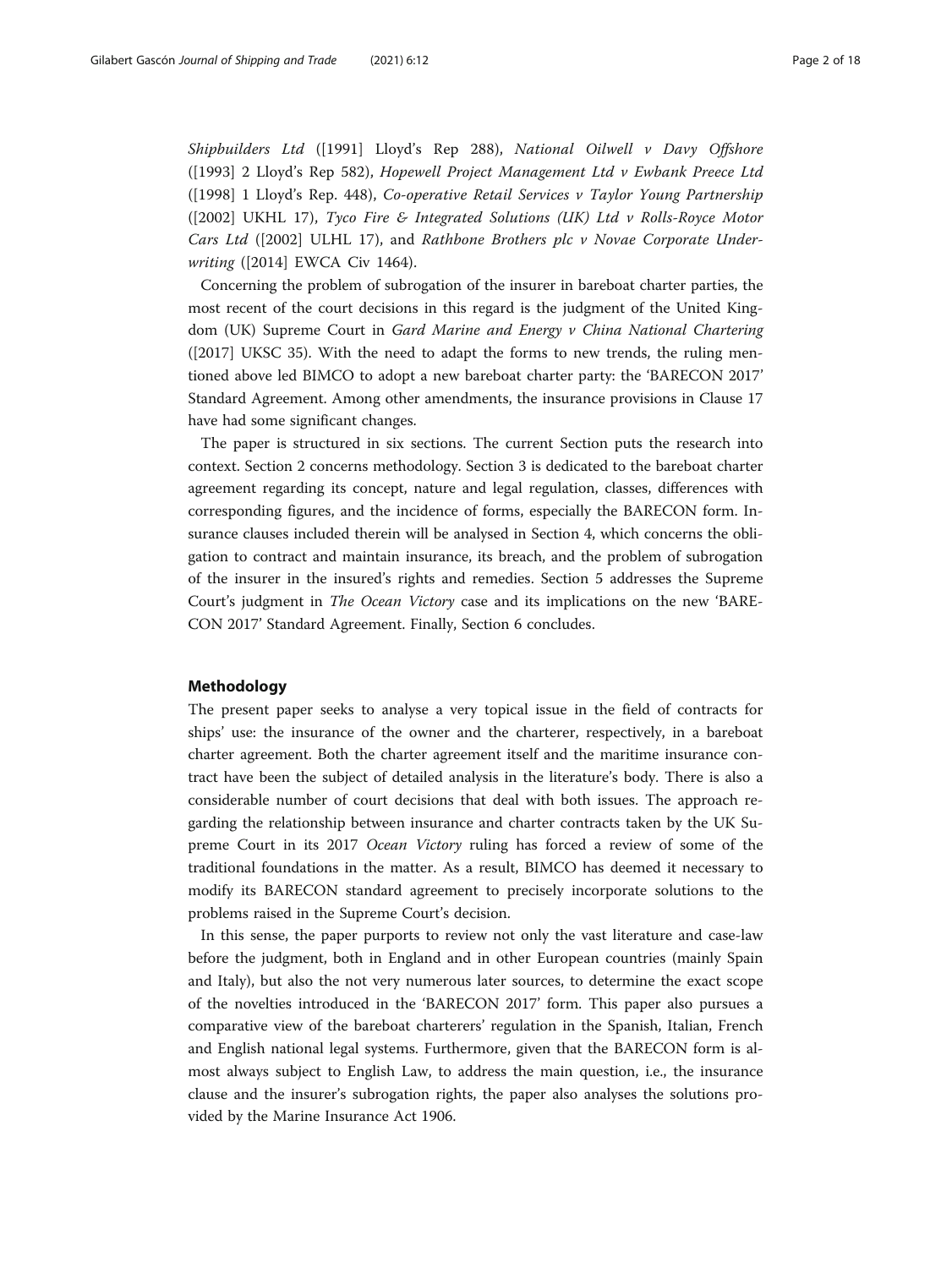*Shipbuilders Ltd* ([1991] Lloyd's Rep 288), *National Oilwell v Davy Offshore* ([1993] 2 Lloyd's Rep 582), *Hopewell Project Management Ltd v Ewbank Preece Ltd* ([1998] 1 Lloyd's Rep. 448), *Co-operative Retail Services v Taylor Young Partnership* ([2002] UKHL 17), *Tyco Fire & Integrated Solutions (UK) Ltd v Rolls-Royce Motor Cars Ltd* ([2002] ULHL 17), and *Rathbone Brothers plc v Novae Corporate Underwriting* ([2014] EWCA Civ 1464).

Concerning the problem of subrogation of the insurer in bareboat charter parties, the most recent of the court decisions in this regard is the judgment of the United Kingdom (UK) Supreme Court in *Gard Marine and Energy v China National Chartering* ([2017] UKSC 35). With the need to adapt the forms to new trends, the ruling mentioned above led BIMCO to adopt a new bareboat charter party: the 'BARECON 2017' Standard Agreement. Among other amendments, the insurance provisions in Clause 17 have had some significant changes.

The paper is structured in six sections. The current Section puts the research into context. Section 2 concerns methodology. Section 3 is dedicated to the bareboat charter agreement regarding its concept, nature and legal regulation, classes, differences with corresponding figures, and the incidence of forms, especially the BARECON form. Insurance clauses included therein will be analysed in Section 4, which concerns the obligation to contract and maintain insurance, its breach, and the problem of subrogation of the insurer in the insured's rights and remedies. Section 5 addresses the Supreme Court's judgment in *The Ocean Victory* case and its implications on the new 'BARECON 2017' Standard Agreement. Finally, Section 6 concludes.

## Methodology

The present paper seeks to analyse a very topical issue in the field of contracts for ships' use: the insurance of the owner and the charterer, respectively, in a bareboat charter agreement. Both the charter agreement itself and the maritime insurance contract have been the subject of detailed analysis in the literature's body. There is also a considerable number of court decisions that deal with both issues. The approach regarding the relationship between insurance and charter contracts taken by the UK Supreme Court in its 2017 *Ocean Victory* ruling has forced a review of some of the traditional foundations in the matter. As a result, BIMCO has deemed it necessary to modify its BARECON standard agreement to precisely incorporate solutions to the problems raised in the Supreme Court's decision.

In this sense, the paper purports to review not only the vast literature and case-law before the judgment, both in England and in other European countries (mainly Spain and Italy), but also the not very numerous later sources, to determine the exact scope of the novelties introduced in the 'BARECON 2017' form. This paper also pursues a comparative view of the bareboat charterers' regulation in the Spanish, Italian, French and English national legal systems. Furthermore, given that the BARECON form is almost always subject to English Law, to address the main question, i.e., the insurance clause and the insurer's subrogation rights, the paper also analyses the solutions provided by the Marine Insurance Act 1906.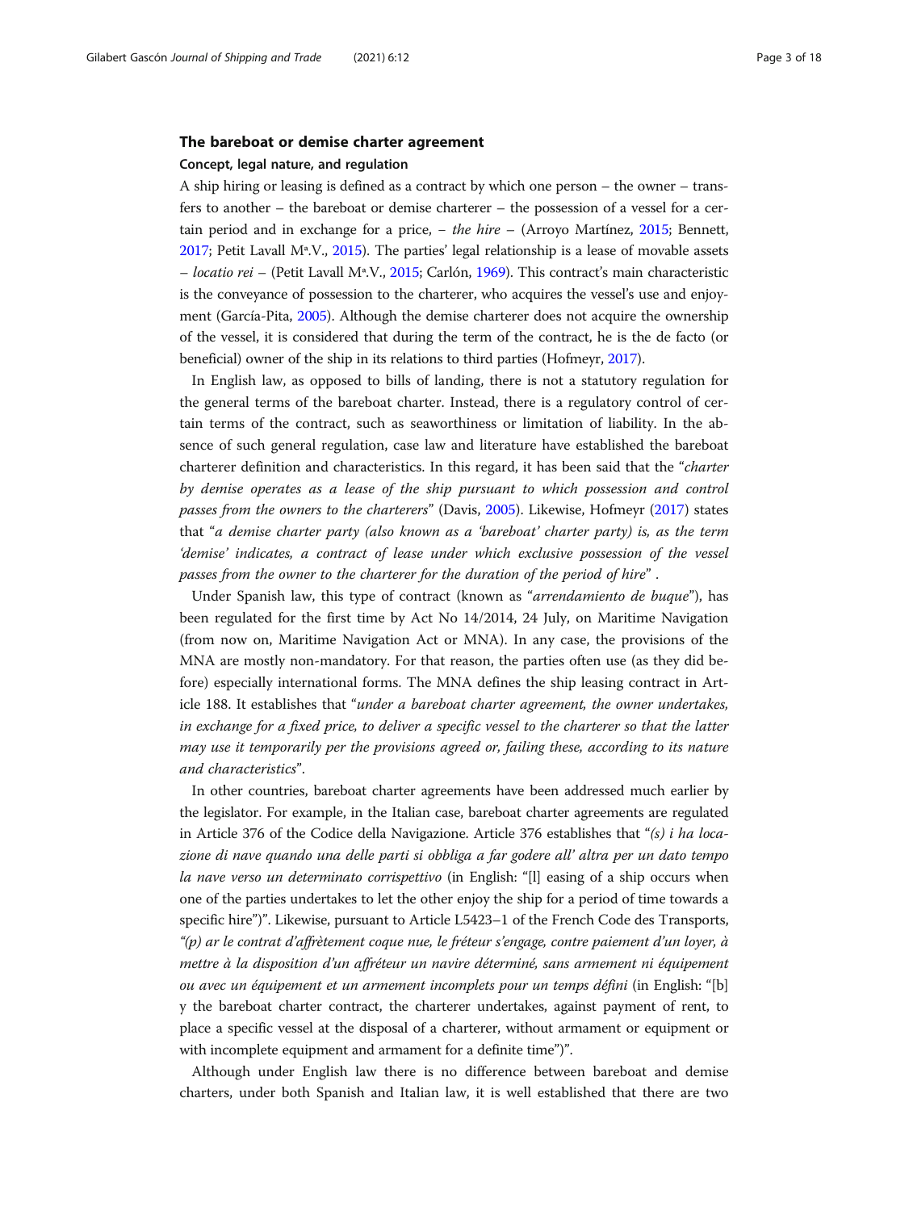## The bareboat or demise charter agreement

### Concept, legal nature, and regulation

A ship hiring or leasing is defined as a contract by which one person – the owner – transfers to another – the bareboat or demise charterer – the possession of a vessel for a certain period and in exchange for a price, – *the hire* – (Arroyo Martínez, 2015; Bennett, 2017; Petit Lavall Mª.V., 2015). The parties' legal relationship is a lease of movable assets – *locatio rei* – (Petit Lavall Mª.V., 2015; Carlón, 1969). This contract's main characteristic is the conveyance of possession to the charterer, who acquires the vessel's use and enjoyment (García-Pita, 2005). Although the demise charterer does not acquire the ownership of the vessel, it is considered that during the term of the contract, he is the de facto (or beneficial) owner of the ship in its relations to third parties (Hofmeyr, 2017).

In English law, as opposed to bills of landing, there is not a statutory regulation for the general terms of the bareboat charter. Instead, there is a regulatory control of certain terms of the contract, such as seaworthiness or limitation of liability. In the absence of such general regulation, case law and literature have established the bareboat charterer definition and characteristics. In this regard, it has been said that the "*charter by demise operates as a lease of the ship pursuant to which possession and control passes from the owners to the charterers*" (Davis, 2005). Likewise, Hofmeyr (2017) states that "*a demise charter party (also known as a 'bareboat' charter party) is, as the term 'demise' indicates, a contract of lease under which exclusive possession of the vessel passes from the owner to the charterer for the duration of the period of hire*" .

Under Spanish law, this type of contract (known as "*arrendamiento de buque*"), has been regulated for the first time by Act No 14/2014, 24 July, on Maritime Navigation (from now on, Maritime Navigation Act or MNA). In any case, the provisions of the MNA are mostly non-mandatory. For that reason, the parties often use (as they did before) especially international forms. The MNA defines the ship leasing contract in Article 188. It establishes that "*under a bareboat charter agreement, the owner undertakes, in exchange for a fixed price, to deliver a specific vessel to the charterer so that the latter may use it temporarily per the provisions agreed or, failing these, according to its nature and characteristics*".

In other countries, bareboat charter agreements have been addressed much earlier by the legislator. For example, in the Italian case, bareboat charter agreements are regulated in Article 376 of the Codice della Navigazione. Article 376 establishes that "*(s) i ha locazione di nave quando una delle parti si obbliga a far godere all' altra per un dato tempo la nave verso un determinato corrispettivo* (in English: "[l] easing of a ship occurs when one of the parties undertakes to let the other enjoy the ship for a period of time towards a specific hire")". Likewise, pursuant to Article L5423–1 of the French Code des Transports, *"(p) ar le contrat d'affrètement coque nue, le fréteur s'engage, contre paiement d'un loyer, à mettre à la disposition d'un affréteur un navire déterminé, sans armement ni équipement ou avec un équipement et un armement incomplets pour un temps défini* (in English: "[b] y the bareboat charter contract, the charterer undertakes, against payment of rent, to place a specific vessel at the disposal of a charterer, without armament or equipment or with incomplete equipment and armament for a definite time")".

Although under English law there is no difference between bareboat and demise charters, under both Spanish and Italian law, it is well established that there are two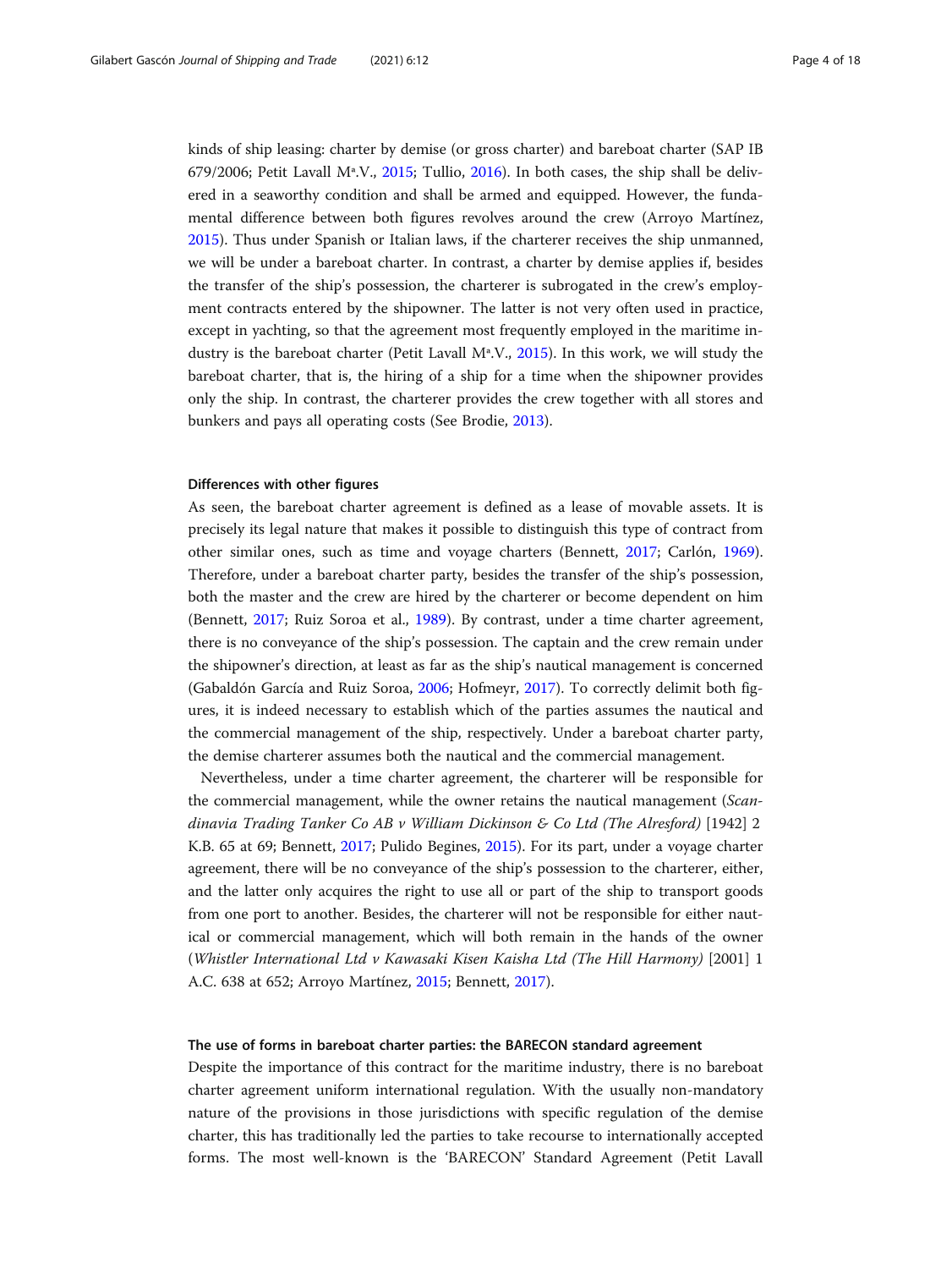kinds of ship leasing: charter by demise (or gross charter) and bareboat charter (SAP IB 679/2006; Petit Lavall Mª.V., 2015; Tullio, 2016). In both cases, the ship shall be delivered in a seaworthy condition and shall be armed and equipped. However, the fundamental difference between both figures revolves around the crew (Arroyo Martínez, 2015). Thus under Spanish or Italian laws, if the charterer receives the ship unmanned, we will be under a bareboat charter. In contrast, a charter by demise applies if, besides the transfer of the ship's possession, the charterer is subrogated in the crew's employment contracts entered by the shipowner. The latter is not very often used in practice, except in yachting, so that the agreement most frequently employed in the maritime industry is the bareboat charter (Petit Lavall Mª.V., 2015). In this work, we will study the bareboat charter, that is, the hiring of a ship for a time when the shipowner provides only the ship. In contrast, the charterer provides the crew together with all stores and bunkers and pays all operating costs (See Brodie, 2013).

### Differences with other figures

As seen, the bareboat charter agreement is defined as a lease of movable assets. It is precisely its legal nature that makes it possible to distinguish this type of contract from other similar ones, such as time and voyage charters (Bennett, 2017; Carlón, 1969). Therefore, under a bareboat charter party, besides the transfer of the ship's possession, both the master and the crew are hired by the charterer or become dependent on him (Bennett, 2017; Ruiz Soroa et al., 1989). By contrast, under a time charter agreement, there is no conveyance of the ship's possession. The captain and the crew remain under the shipowner's direction, at least as far as the ship's nautical management is concerned (Gabaldón García and Ruiz Soroa, 2006; Hofmeyr, 2017). To correctly delimit both figures, it is indeed necessary to establish which of the parties assumes the nautical and the commercial management of the ship, respectively. Under a bareboat charter party, the demise charterer assumes both the nautical and the commercial management.

Nevertheless, under a time charter agreement, the charterer will be responsible for the commercial management, while the owner retains the nautical management (*Scandinavia Trading Tanker Co AB v William Dickinson & Co Ltd (The Alresford)* [1942] 2 K.B. 65 at 69; Bennett, 2017; Pulido Begines, 2015). For its part, under a voyage charter agreement, there will be no conveyance of the ship's possession to the charterer, either, and the latter only acquires the right to use all or part of the ship to transport goods from one port to another. Besides, the charterer will not be responsible for either nautical or commercial management, which will both remain in the hands of the owner (*Whistler International Ltd v Kawasaki Kisen Kaisha Ltd (The Hill Harmony)* [2001] 1 A.C. 638 at 652; Arroyo Martínez, 2015; Bennett, 2017).

### The use of forms in bareboat charter parties: the BARECON standard agreement

Despite the importance of this contract for the maritime industry, there is no bareboat charter agreement uniform international regulation. With the usually non-mandatory nature of the provisions in those jurisdictions with specific regulation of the demise charter, this has traditionally led the parties to take recourse to internationally accepted forms. The most well-known is the 'BARECON' Standard Agreement (Petit Lavall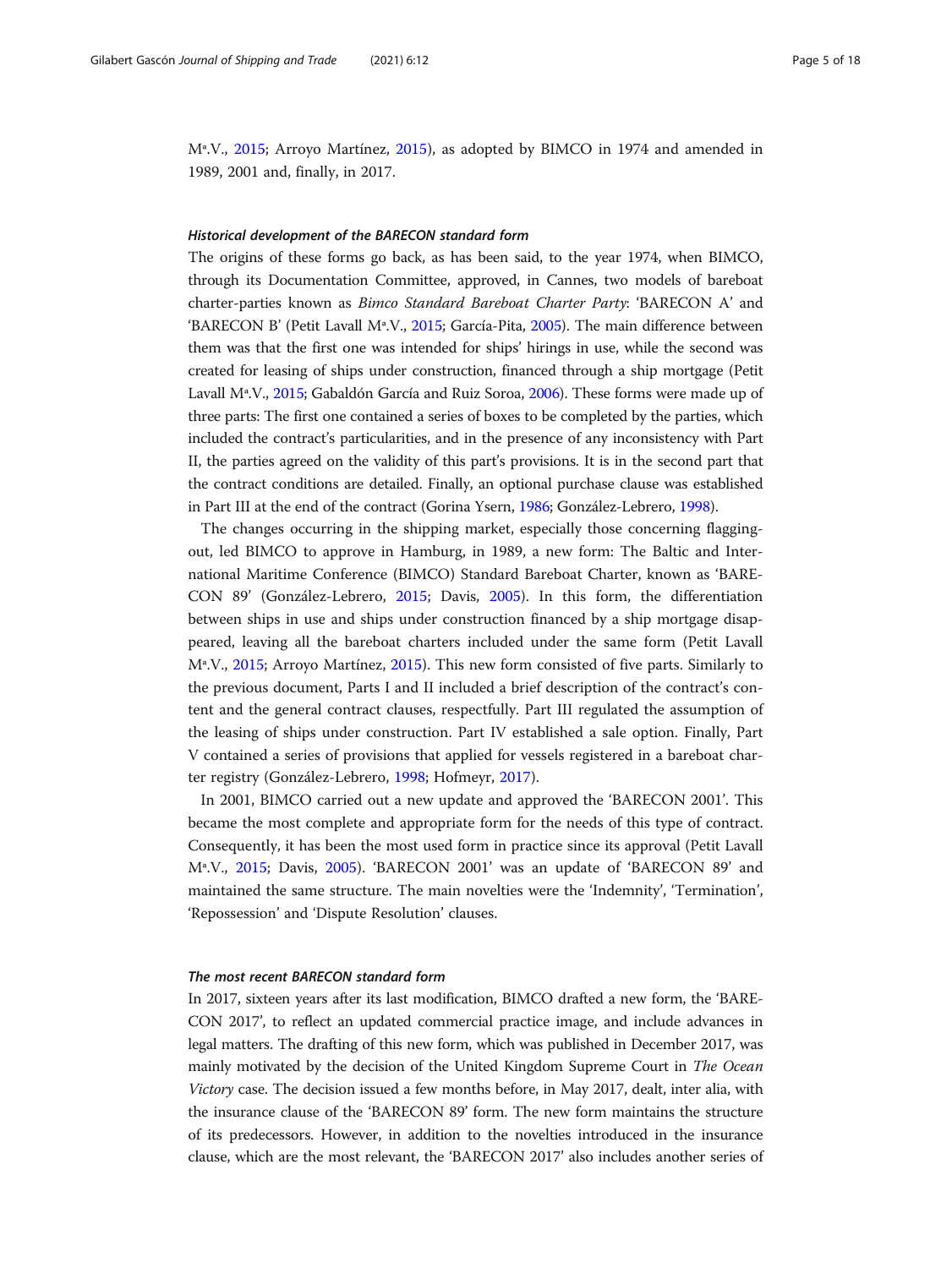Mª.V., 2015; Arroyo Martínez, 2015), as adopted by BIMCO in 1974 and amended in 1989, 2001 and, finally, in 2017.

#### *Historical development of the BARECON standard form*

The origins of these forms go back, as has been said, to the year 1974, when BIMCO, through its Documentation Committee, approved, in Cannes, two models of bareboat charter-parties known as *Bimco Standard Bareboat Charter Party*: 'BARECON A' and 'BARECON B' (Petit Lavall Mª.V., 2015; García-Pita, 2005). The main difference between them was that the first one was intended for ships' hirings in use, while the second was created for leasing of ships under construction, financed through a ship mortgage (Petit Lavall Mª.V., 2015; Gabaldón García and Ruiz Soroa, 2006). These forms were made up of three parts: The first one contained a series of boxes to be completed by the parties, which included the contract's particularities, and in the presence of any inconsistency with Part II, the parties agreed on the validity of this part's provisions. It is in the second part that the contract conditions are detailed. Finally, an optional purchase clause was established in Part III at the end of the contract (Gorina Ysern, 1986; González-Lebrero, 1998).

The changes occurring in the shipping market, especially those concerning flagging-out, led BIMCO to approve in Hamburg, in 1989, a new form: The Baltic and International Maritime Conference (BIMCO) Standard Bareboat Charter, known as 'BARECON 89' (González-Lebrero, 2015; Davis, 2005). In this form, the differentiation between ships in use and ships under construction financed by a ship mortgage disappeared, leaving all the bareboat charters included under the same form (Petit Lavall Mª.V., 2015; Arroyo Martínez, 2015). This new form consisted of five parts. Similarly to the previous document, Parts I and II included a brief description of the contract's content and the general contract clauses, respectfully. Part III regulated the assumption of the leasing of ships under construction. Part IV established a sale option. Finally, Part V contained a series of provisions that applied for vessels registered in a bareboat charter registry (González-Lebrero, 1998; Hofmeyr, 2017).

In 2001, BIMCO carried out a new update and approved the 'BARECON 2001'. This became the most complete and appropriate form for the needs of this type of contract. Consequently, it has been the most used form in practice since its approval (Petit Lavall Mª.V., 2015; Davis, 2005). 'BARECON 2001' was an update of 'BARECON 89' and maintained the same structure. The main novelties were the 'Indemnity', 'Termination', 'Repossession' and 'Dispute Resolution' clauses.

#### *The most recent BARECON standard form*

In 2017, sixteen years after its last modification, BIMCO drafted a new form, the 'BARECON 2017', to reflect an updated commercial practice image, and include advances in legal matters. The drafting of this new form, which was published in December 2017, was mainly motivated by the decision of the United Kingdom Supreme Court in *The Ocean Victory* case. The decision issued a few months before, in May 2017, dealt, inter alia, with the insurance clause of the 'BARECON 89' form. The new form maintains the structure of its predecessors. However, in addition to the novelties introduced in the insurance clause, which are the most relevant, the 'BARECON 2017' also includes another series of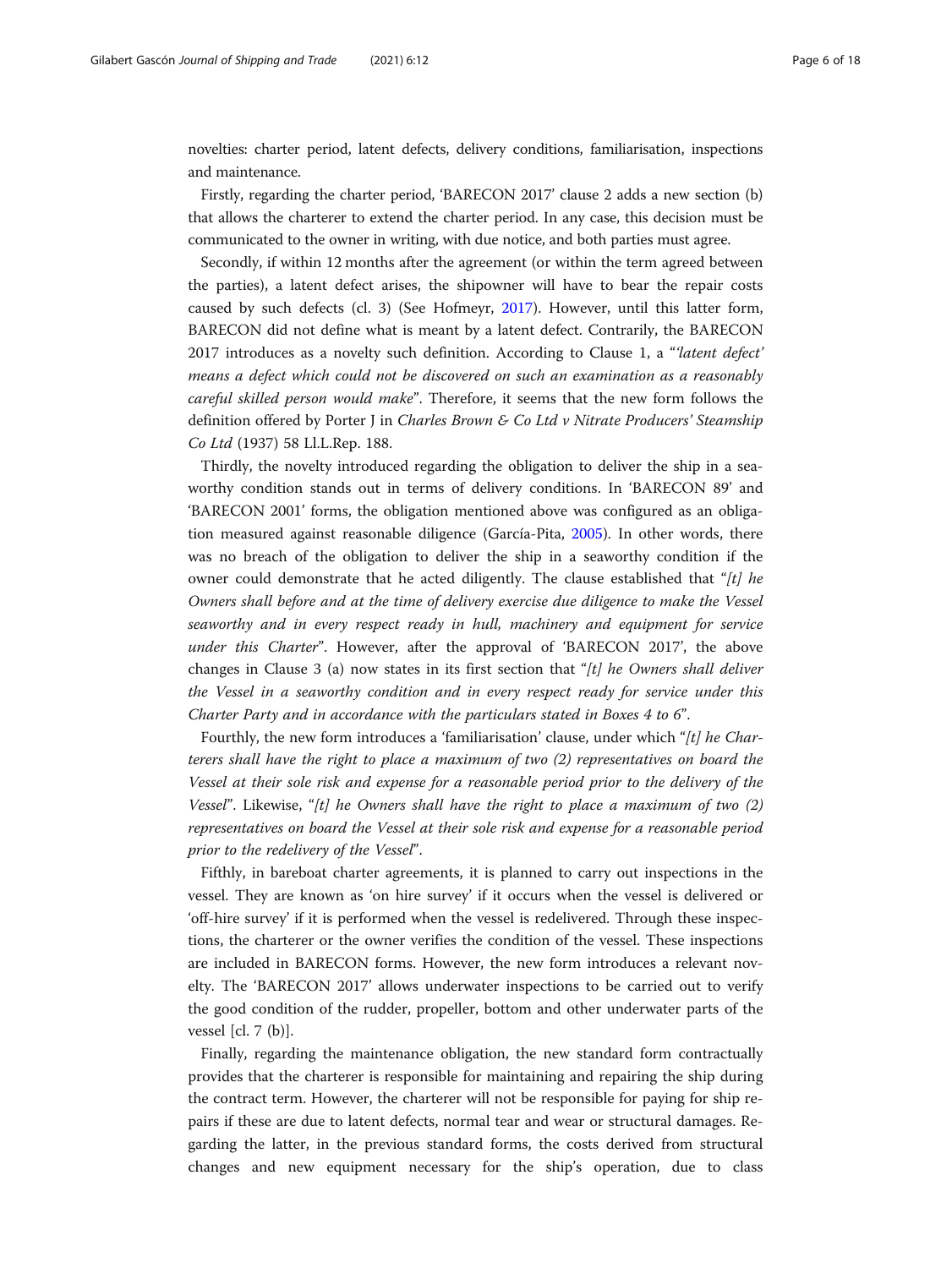novelties: charter period, latent defects, delivery conditions, familiarisation, inspections and maintenance.

Firstly, regarding the charter period, 'BARECON 2017' clause 2 adds a new section (b) that allows the charterer to extend the charter period. In any case, this decision must be communicated to the owner in writing, with due notice, and both parties must agree.

Secondly, if within 12 months after the agreement (or within the term agreed between the parties), a latent defect arises, the shipowner will have to bear the repair costs caused by such defects (cl. 3) (See Hofmeyr, 2017). However, until this latter form, BARECON did not define what is meant by a latent defect. Contrarily, the BARECON 2017 introduces as a novelty such definition. According to Clause 1, a "*'latent defect' means a defect which could not be discovered on such an examination as a reasonably careful skilled person would make*". Therefore, it seems that the new form follows the definition offered by Porter J in *Charles Brown & Co Ltd v Nitrate Producers' Steamship Co Ltd* (1937) 58 Ll.L.Rep. 188.

Thirdly, the novelty introduced regarding the obligation to deliver the ship in a seaworthy condition stands out in terms of delivery conditions. In 'BARECON 89' and 'BARECON 2001' forms, the obligation mentioned above was configured as an obligation measured against reasonable diligence (García-Pita, 2005). In other words, there was no breach of the obligation to deliver the ship in a seaworthy condition if the owner could demonstrate that he acted diligently. The clause established that "*[t] he Owners shall before and at the time of delivery exercise due diligence to make the Vessel seaworthy and in every respect ready in hull, machinery and equipment for service under this Charter*". However, after the approval of 'BARECON 2017', the above changes in Clause 3 (a) now states in its first section that "*[t] he Owners shall deliver the Vessel in a seaworthy condition and in every respect ready for service under this Charter Party and in accordance with the particulars stated in Boxes 4 to 6*".

Fourthly, the new form introduces a 'familiarisation' clause, under which "*[t] he Charterers shall have the right to place a maximum of two (2) representatives on board the Vessel at their sole risk and expense for a reasonable period prior to the delivery of the Vessel*". Likewise, "*[t] he Owners shall have the right to place a maximum of two (2) representatives on board the Vessel at their sole risk and expense for a reasonable period prior to the redelivery of the Vessel*".

Fifthly, in bareboat charter agreements, it is planned to carry out inspections in the vessel. They are known as 'on hire survey' if it occurs when the vessel is delivered or 'off-hire survey' if it is performed when the vessel is redelivered. Through these inspections, the charterer or the owner verifies the condition of the vessel. These inspections are included in BARECON forms. However, the new form introduces a relevant novelty. The 'BARECON 2017' allows underwater inspections to be carried out to verify the good condition of the rudder, propeller, bottom and other underwater parts of the vessel [cl. 7 (b)].

Finally, regarding the maintenance obligation, the new standard form contractually provides that the charterer is responsible for maintaining and repairing the ship during the contract term. However, the charterer will not be responsible for paying for ship repairs if these are due to latent defects, normal tear and wear or structural damages. Regarding the latter, in the previous standard forms, the costs derived from structural changes and new equipment necessary for the ship's operation, due to class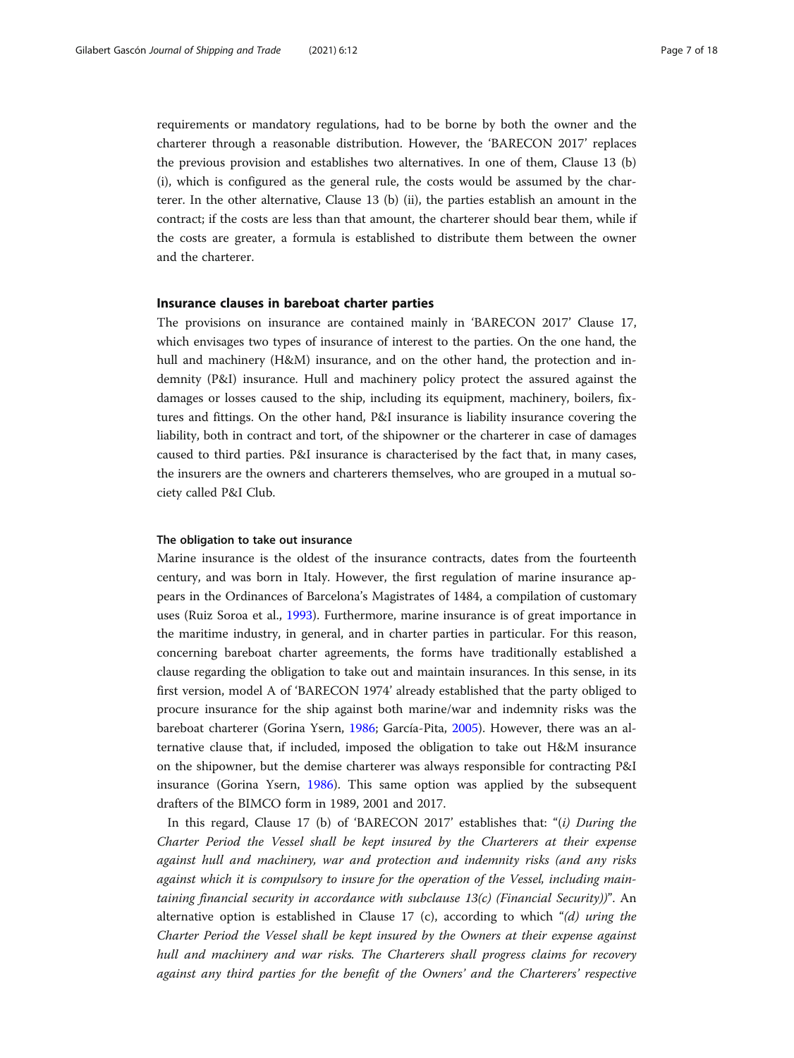requirements or mandatory regulations, had to be borne by both the owner and the charterer through a reasonable distribution. However, the 'BARECON 2017' replaces the previous provision and establishes two alternatives. In one of them, Clause 13 (b) (i), which is configured as the general rule, the costs would be assumed by the charterer. In the other alternative, Clause 13 (b) (ii), the parties establish an amount in the contract; if the costs are less than that amount, the charterer should bear them, while if the costs are greater, a formula is established to distribute them between the owner and the charterer.

## Insurance clauses in bareboat charter parties

The provisions on insurance are contained mainly in 'BARECON 2017' Clause 17, which envisages two types of insurance of interest to the parties. On the one hand, the hull and machinery (H&M) insurance, and on the other hand, the protection and indemnity (P&I) insurance. Hull and machinery policy protect the assured against the damages or losses caused to the ship, including its equipment, machinery, boilers, fixtures and fittings. On the other hand, P&I insurance is liability insurance covering the liability, both in contract and tort, of the shipowner or the charterer in case of damages caused to third parties. P&I insurance is characterised by the fact that, in many cases, the insurers are the owners and charterers themselves, who are grouped in a mutual society called P&I Club.

### The obligation to take out insurance

Marine insurance is the oldest of the insurance contracts, dates from the fourteenth century, and was born in Italy. However, the first regulation of marine insurance appears in the Ordinances of Barcelona's Magistrates of 1484, a compilation of customary uses (Ruiz Soroa et al., 1993). Furthermore, marine insurance is of great importance in the maritime industry, in general, and in charter parties in particular. For this reason, concerning bareboat charter agreements, the forms have traditionally established a clause regarding the obligation to take out and maintain insurances. In this sense, in its first version, model A of 'BARECON 1974' already established that the party obliged to procure insurance for the ship against both marine/war and indemnity risks was the bareboat charterer (Gorina Ysern, 1986; García-Pita, 2005). However, there was an alternative clause that, if included, imposed the obligation to take out H&M insurance on the shipowner, but the demise charterer was always responsible for contracting P&I insurance (Gorina Ysern, 1986). This same option was applied by the subsequent drafters of the BIMCO form in 1989, 2001 and 2017.

In this regard, Clause 17 (b) of 'BARECON 2017' establishes that: "*(i) During the Charter Period the Vessel shall be kept insured by the Charterers at their expense against hull and machinery, war and protection and indemnity risks (and any risks against which it is compulsory to insure for the operation of the Vessel, including maintaining financial security in accordance with subclause 13(c) (Financial Security))*". An alternative option is established in Clause 17 (c), according to which "*(d) uring the Charter Period the Vessel shall be kept insured by the Owners at their expense against hull and machinery and war risks. The Charterers shall progress claims for recovery against any third parties for the benefit of the Owners' and the Charterers' respective*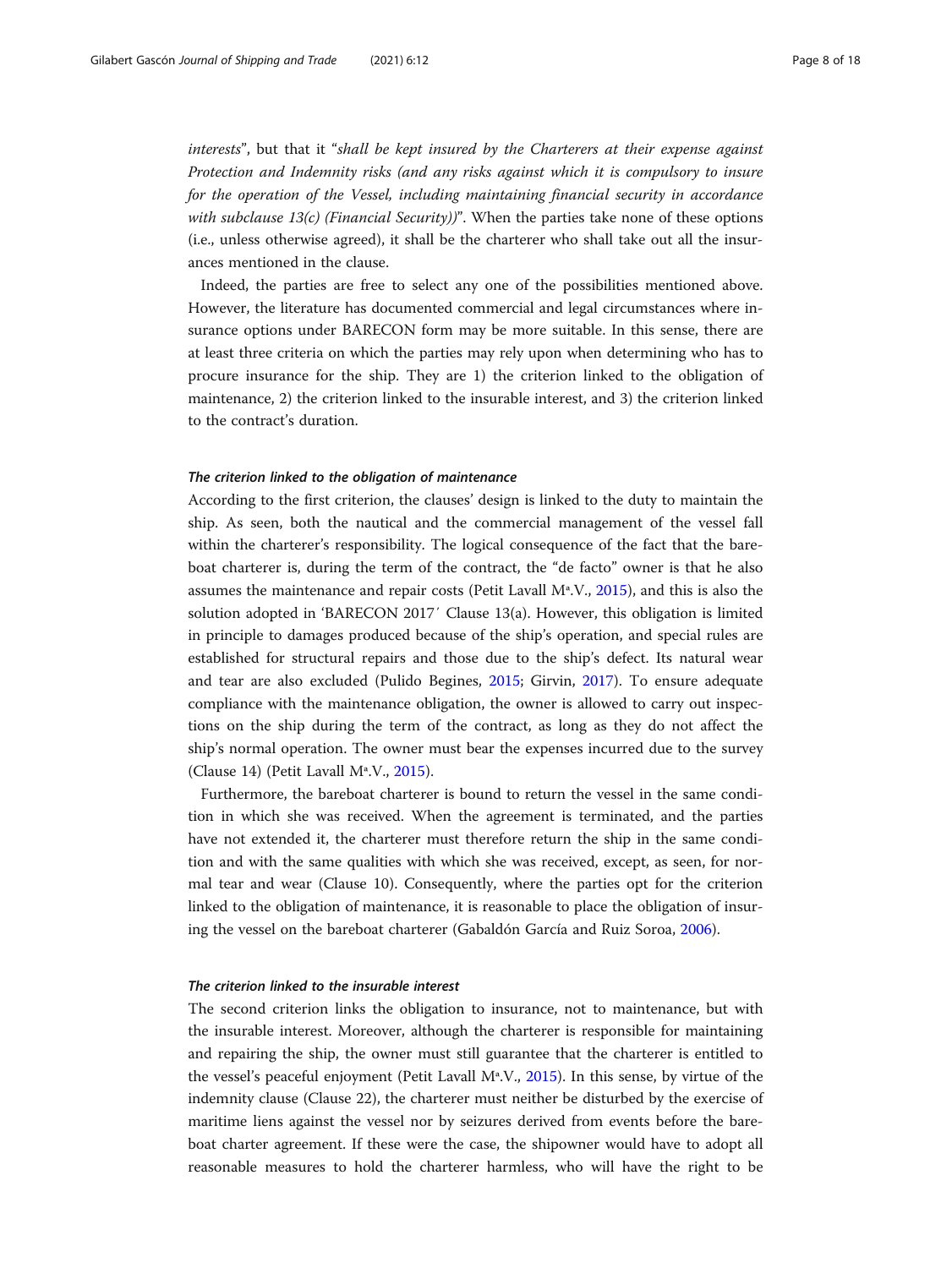*interests*", but that it "*shall be kept insured by the Charterers at their expense against Protection and Indemnity risks (and any risks against which it is compulsory to insure for the operation of the Vessel, including maintaining financial security in accordance with subclause 13(c) (Financial Security))*". When the parties take none of these options (i.e., unless otherwise agreed), it shall be the charterer who shall take out all the insurances mentioned in the clause.

Indeed, the parties are free to select any one of the possibilities mentioned above. However, the literature has documented commercial and legal circumstances where insurance options under BARECON form may be more suitable. In this sense, there are at least three criteria on which the parties may rely upon when determining who has to procure insurance for the ship. They are 1) the criterion linked to the obligation of maintenance, 2) the criterion linked to the insurable interest, and 3) the criterion linked to the contract's duration.

#### *The criterion linked to the obligation of maintenance*

According to the first criterion, the clauses' design is linked to the duty to maintain the ship. As seen, both the nautical and the commercial management of the vessel fall within the charterer's responsibility. The logical consequence of the fact that the bareboat charterer is, during the term of the contract, the "de facto" owner is that he also assumes the maintenance and repair costs (Petit Lavall Mª.V., 2015), and this is also the solution adopted in 'BARECON 2017′ Clause 13(a). However, this obligation is limited in principle to damages produced because of the ship's operation, and special rules are established for structural repairs and those due to the ship's defect. Its natural wear and tear are also excluded (Pulido Begines, 2015; Girvin, 2017). To ensure adequate compliance with the maintenance obligation, the owner is allowed to carry out inspections on the ship during the term of the contract, as long as they do not affect the ship's normal operation. The owner must bear the expenses incurred due to the survey (Clause 14) (Petit Lavall Mª.V., 2015).

Furthermore, the bareboat charterer is bound to return the vessel in the same condition in which she was received. When the agreement is terminated, and the parties have not extended it, the charterer must therefore return the ship in the same condition and with the same qualities with which she was received, except, as seen, for normal tear and wear (Clause 10). Consequently, where the parties opt for the criterion linked to the obligation of maintenance, it is reasonable to place the obligation of insuring the vessel on the bareboat charterer (Gabaldón García and Ruiz Soroa, 2006).

#### *The criterion linked to the insurable interest*

The second criterion links the obligation to insurance, not to maintenance, but with the insurable interest. Moreover, although the charterer is responsible for maintaining and repairing the ship, the owner must still guarantee that the charterer is entitled to the vessel's peaceful enjoyment (Petit Lavall Mª.V., 2015). In this sense, by virtue of the indemnity clause (Clause 22), the charterer must neither be disturbed by the exercise of maritime liens against the vessel nor by seizures derived from events before the bareboat charter agreement. If these were the case, the shipowner would have to adopt all reasonable measures to hold the charterer harmless, who will have the right to be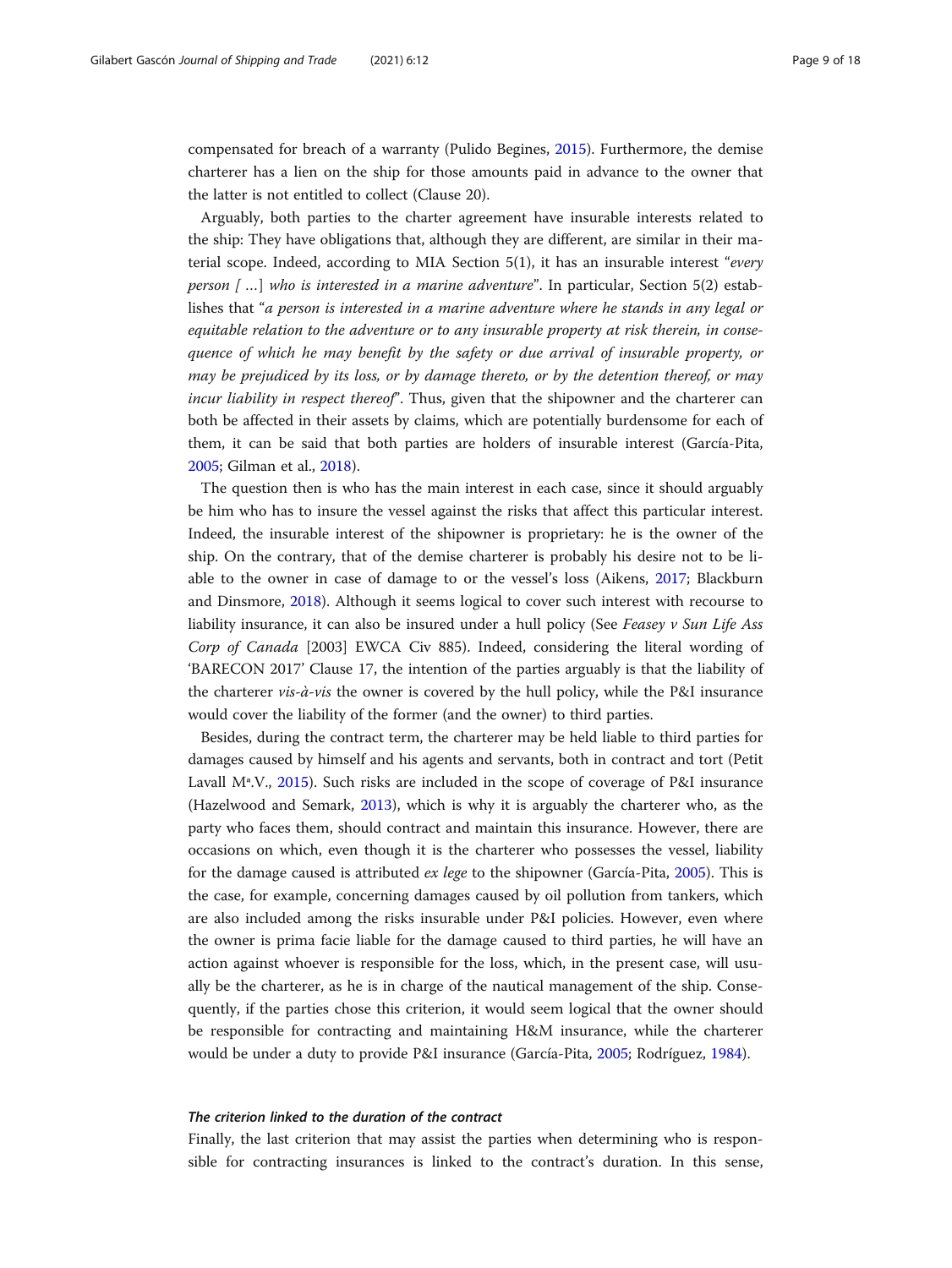compensated for breach of a warranty (Pulido Begines, 2015). Furthermore, the demise charterer has a lien on the ship for those amounts paid in advance to the owner that the latter is not entitled to collect (Clause 20).

Arguably, both parties to the charter agreement have insurable interests related to the ship: They have obligations that, although they are different, are similar in their material scope. Indeed, according to MIA Section 5(1), it has an insurable interest "*every person [ …] who is interested in a marine adventure*". In particular, Section 5(2) establishes that "*a person is interested in a marine adventure where he stands in any legal or equitable relation to the adventure or to any insurable property at risk therein, in consequence of which he may benefit by the safety or due arrival of insurable property, or may be prejudiced by its loss, or by damage thereto, or by the detention thereof, or may incur liability in respect thereof*". Thus, given that the shipowner and the charterer can both be affected in their assets by claims, which are potentially burdensome for each of them, it can be said that both parties are holders of insurable interest (García-Pita, 2005; Gilman et al., 2018).

The question then is who has the main interest in each case, since it should arguably be him who has to insure the vessel against the risks that affect this particular interest. Indeed, the insurable interest of the shipowner is proprietary: he is the owner of the ship. On the contrary, that of the demise charterer is probably his desire not to be liable to the owner in case of damage to or the vessel's loss (Aikens, 2017; Blackburn and Dinsmore, 2018). Although it seems logical to cover such interest with recourse to liability insurance, it can also be insured under a hull policy (See *Feasey v Sun Life Ass Corp of Canada* [2003] EWCA Civ 885). Indeed, considering the literal wording of 'BARECON 2017' Clause 17, the intention of the parties arguably is that the liability of the charterer *vis-à-vis* the owner is covered by the hull policy, while the P&I insurance would cover the liability of the former (and the owner) to third parties.

Besides, during the contract term, the charterer may be held liable to third parties for damages caused by himself and his agents and servants, both in contract and tort (Petit Lavall Mª.V., 2015). Such risks are included in the scope of coverage of P&I insurance (Hazelwood and Semark, 2013), which is why it is arguably the charterer who, as the party who faces them, should contract and maintain this insurance. However, there are occasions on which, even though it is the charterer who possesses the vessel, liability for the damage caused is attributed *ex lege* to the shipowner (García-Pita, 2005). This is the case, for example, concerning damages caused by oil pollution from tankers, which are also included among the risks insurable under P&I policies. However, even where the owner is prima facie liable for the damage caused to third parties, he will have an action against whoever is responsible for the loss, which, in the present case, will usually be the charterer, as he is in charge of the nautical management of the ship. Consequently, if the parties chose this criterion, it would seem logical that the owner should be responsible for contracting and maintaining H&M insurance, while the charterer would be under a duty to provide P&I insurance (García-Pita, 2005; Rodríguez, 1984).

#### *The criterion linked to the duration of the contract*

Finally, the last criterion that may assist the parties when determining who is responsible for contracting insurances is linked to the contract's duration. In this sense,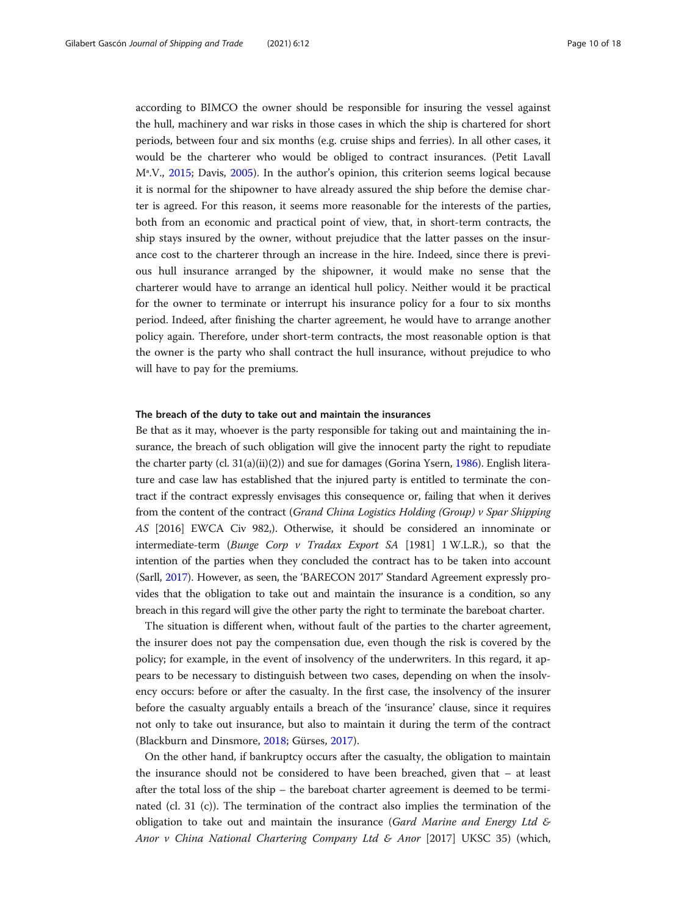according to BIMCO the owner should be responsible for insuring the vessel against the hull, machinery and war risks in those cases in which the ship is chartered for short periods, between four and six months (e.g. cruise ships and ferries). In all other cases, it would be the charterer who would be obliged to contract insurances. (Petit Lavall Mª.V., 2015; Davis, 2005). In the author's opinion, this criterion seems logical because it is normal for the shipowner to have already assured the ship before the demise charter is agreed. For this reason, it seems more reasonable for the interests of the parties, both from an economic and practical point of view, that, in short-term contracts, the ship stays insured by the owner, without prejudice that the latter passes on the insurance cost to the charterer through an increase in the hire. Indeed, since there is previous hull insurance arranged by the shipowner, it would make no sense that the charterer would have to arrange an identical hull policy. Neither would it be practical for the owner to terminate or interrupt his insurance policy for a four to six months period. Indeed, after finishing the charter agreement, he would have to arrange another policy again. Therefore, under short-term contracts, the most reasonable option is that the owner is the party who shall contract the hull insurance, without prejudice to who will have to pay for the premiums.

#### The breach of the duty to take out and maintain the insurances

Be that as it may, whoever is the party responsible for taking out and maintaining the insurance, the breach of such obligation will give the innocent party the right to repudiate the charter party (cl. 31(a)(ii)(2)) and sue for damages (Gorina Ysern, 1986). English literature and case law has established that the injured party is entitled to terminate the contract if the contract expressly envisages this consequence or, failing that when it derives from the content of the contract (*Grand China Logistics Holding (Group) v Spar Shipping AS* [2016] EWCA Civ 982,). Otherwise, it should be considered an innominate or intermediate-term (*Bunge Corp v Tradax Export SA* [1981] 1 W.L.R.), so that the intention of the parties when they concluded the contract has to be taken into account (Sarll, 2017). However, as seen, the 'BARECON 2017' Standard Agreement expressly provides that the obligation to take out and maintain the insurance is a condition, so any breach in this regard will give the other party the right to terminate the bareboat charter.

The situation is different when, without fault of the parties to the charter agreement, the insurer does not pay the compensation due, even though the risk is covered by the policy; for example, in the event of insolvency of the underwriters. In this regard, it appears to be necessary to distinguish between two cases, depending on when the insolvency occurs: before or after the casualty. In the first case, the insolvency of the insurer before the casualty arguably entails a breach of the 'insurance' clause, since it requires not only to take out insurance, but also to maintain it during the term of the contract (Blackburn and Dinsmore, 2018; Gürses, 2017).

On the other hand, if bankruptcy occurs after the casualty, the obligation to maintain the insurance should not be considered to have been breached, given that – at least after the total loss of the ship – the bareboat charter agreement is deemed to be terminated (cl. 31 (c)). The termination of the contract also implies the termination of the obligation to take out and maintain the insurance (*Gard Marine and Energy Ltd & Anor v China National Chartering Company Ltd & Anor* [2017] UKSC 35) (which,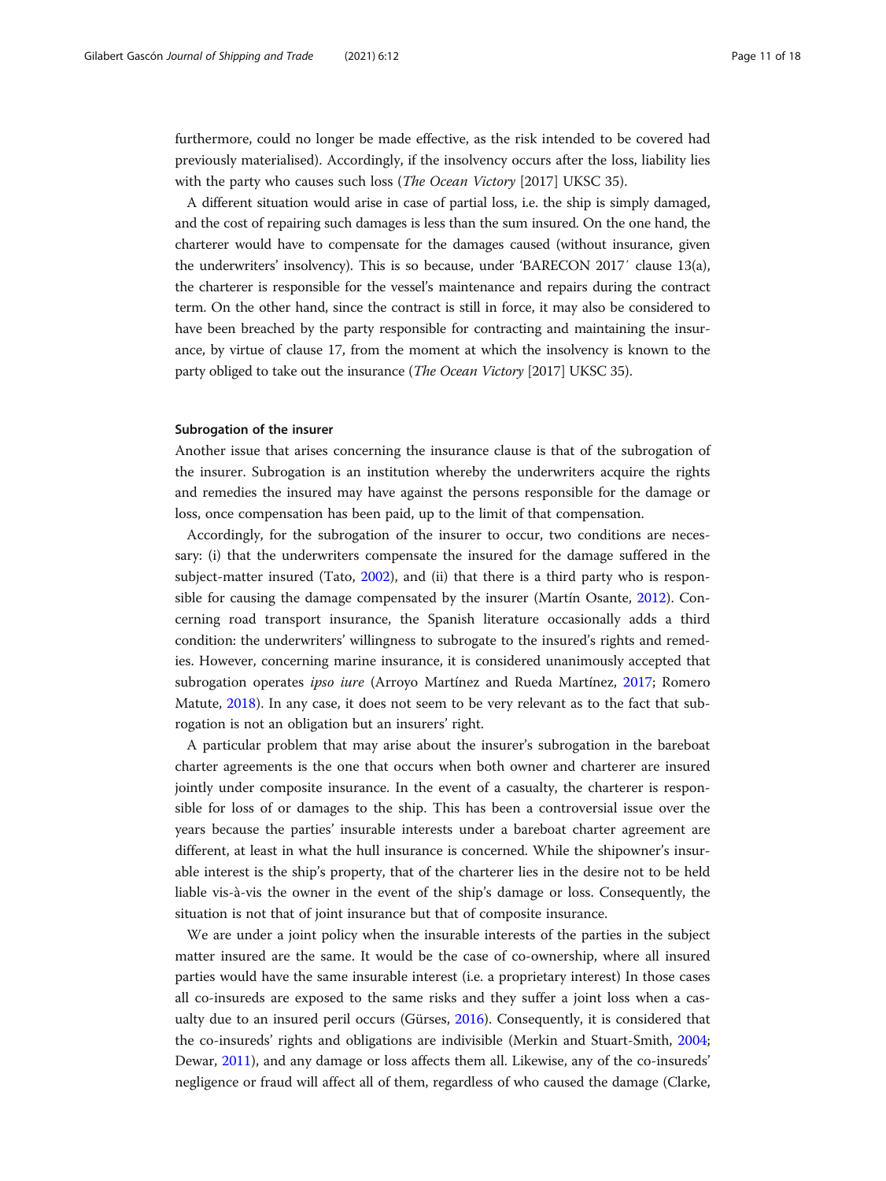furthermore, could no longer be made effective, as the risk intended to be covered had previously materialised). Accordingly, if the insolvency occurs after the loss, liability lies with the party who causes such loss (*The Ocean Victory* [2017] UKSC 35).

A different situation would arise in case of partial loss, i.e. the ship is simply damaged, and the cost of repairing such damages is less than the sum insured. On the one hand, the charterer would have to compensate for the damages caused (without insurance, given the underwriters' insolvency). This is so because, under 'BARECON 2017′ clause 13(a), the charterer is responsible for the vessel's maintenance and repairs during the contract term. On the other hand, since the contract is still in force, it may also be considered to have been breached by the party responsible for contracting and maintaining the insurance, by virtue of clause 17, from the moment at which the insolvency is known to the party obliged to take out the insurance (*The Ocean Victory* [2017] UKSC 35).

#### Subrogation of the insurer

Another issue that arises concerning the insurance clause is that of the subrogation of the insurer. Subrogation is an institution whereby the underwriters acquire the rights and remedies the insured may have against the persons responsible for the damage or loss, once compensation has been paid, up to the limit of that compensation.

Accordingly, for the subrogation of the insurer to occur, two conditions are necessary: (i) that the underwriters compensate the insured for the damage suffered in the subject-matter insured (Tato, 2002), and (ii) that there is a third party who is responsible for causing the damage compensated by the insurer (Martín Osante, 2012). Concerning road transport insurance, the Spanish literature occasionally adds a third condition: the underwriters' willingness to subrogate to the insured's rights and remedies. However, concerning marine insurance, it is considered unanimously accepted that subrogation operates *ipso iure* (Arroyo Martínez and Rueda Martínez, 2017; Romero Matute, 2018). In any case, it does not seem to be very relevant as to the fact that subrogation is not an obligation but an insurers' right.

A particular problem that may arise about the insurer's subrogation in the bareboat charter agreements is the one that occurs when both owner and charterer are insured jointly under composite insurance. In the event of a casualty, the charterer is responsible for loss of or damages to the ship. This has been a controversial issue over the years because the parties' insurable interests under a bareboat charter agreement are different, at least in what the hull insurance is concerned. While the shipowner's insurable interest is the ship's property, that of the charterer lies in the desire not to be held liable vis-à-vis the owner in the event of the ship's damage or loss. Consequently, the situation is not that of joint insurance but that of composite insurance.

We are under a joint policy when the insurable interests of the parties in the subject matter insured are the same. It would be the case of co-ownership, where all insured parties would have the same insurable interest (i.e. a proprietary interest) In those cases all co-insureds are exposed to the same risks and they suffer a joint loss when a casualty due to an insured peril occurs (Gürses, 2016). Consequently, it is considered that the co-insureds' rights and obligations are indivisible (Merkin and Stuart-Smith, 2004; Dewar, 2011), and any damage or loss affects them all. Likewise, any of the co-insureds' negligence or fraud will affect all of them, regardless of who caused the damage (Clarke,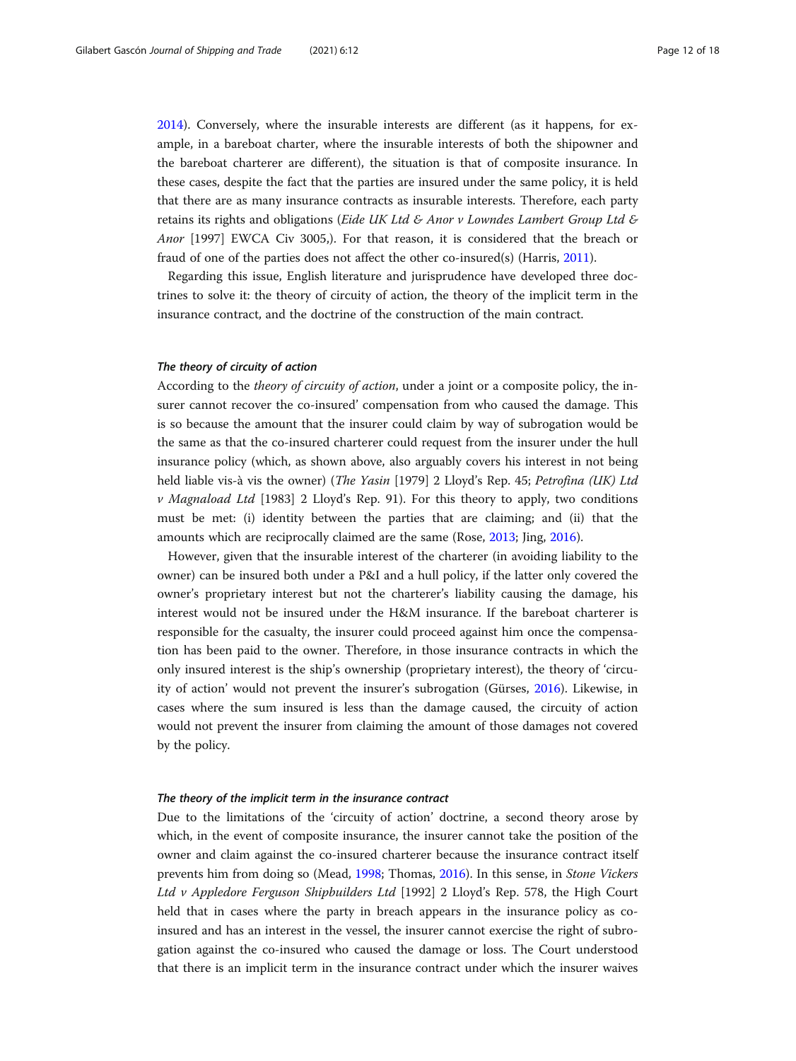2014). Conversely, where the insurable interests are different (as it happens, for example, in a bareboat charter, where the insurable interests of both the shipowner and the bareboat charterer are different), the situation is that of composite insurance. In these cases, despite the fact that the parties are insured under the same policy, it is held that there are as many insurance contracts as insurable interests. Therefore, each party retains its rights and obligations (*Eide UK Ltd & Anor v Lowndes Lambert Group Ltd & Anor* [1997] EWCA Civ 3005,). For that reason, it is considered that the breach or fraud of one of the parties does not affect the other co-insured(s) (Harris, 2011).

Regarding this issue, English literature and jurisprudence have developed three doctrines to solve it: the theory of circuity of action, the theory of the implicit term in the insurance contract, and the doctrine of the construction of the main contract.

#### *The theory of circuity of action*

According to the *theory of circuity of action*, under a joint or a composite policy, the insurer cannot recover the co-insured' compensation from who caused the damage. This is so because the amount that the insurer could claim by way of subrogation would be the same as that the co-insured charterer could request from the insurer under the hull insurance policy (which, as shown above, also arguably covers his interest in not being held liable vis-à vis the owner) (*The Yasin* [1979] 2 Lloyd's Rep. 45; *Petrofina (UK) Ltd v Magnaload Ltd* [1983] 2 Lloyd's Rep. 91). For this theory to apply, two conditions must be met: (i) identity between the parties that are claiming; and (ii) that the amounts which are reciprocally claimed are the same (Rose, 2013; Jing, 2016).

However, given that the insurable interest of the charterer (in avoiding liability to the owner) can be insured both under a P&I and a hull policy, if the latter only covered the owner's proprietary interest but not the charterer's liability causing the damage, his interest would not be insured under the H&M insurance. If the bareboat charterer is responsible for the casualty, the insurer could proceed against him once the compensation has been paid to the owner. Therefore, in those insurance contracts in which the only insured interest is the ship's ownership (proprietary interest), the theory of 'circuity of action' would not prevent the insurer's subrogation (Gürses, 2016). Likewise, in cases where the sum insured is less than the damage caused, the circuity of action would not prevent the insurer from claiming the amount of those damages not covered by the policy.

#### *The theory of the implicit term in the insurance contract*

Due to the limitations of the 'circuity of action' doctrine, a second theory arose by which, in the event of composite insurance, the insurer cannot take the position of the owner and claim against the co-insured charterer because the insurance contract itself prevents him from doing so (Mead, 1998; Thomas, 2016). In this sense, in *Stone Vickers Ltd v Appledore Ferguson Shipbuilders Ltd* [1992] 2 Lloyd's Rep. 578, the High Court held that in cases where the party in breach appears in the insurance policy as co-insured and has an interest in the vessel, the insurer cannot exercise the right of subrogation against the co-insured who caused the damage or loss. The Court understood that there is an implicit term in the insurance contract under which the insurer waives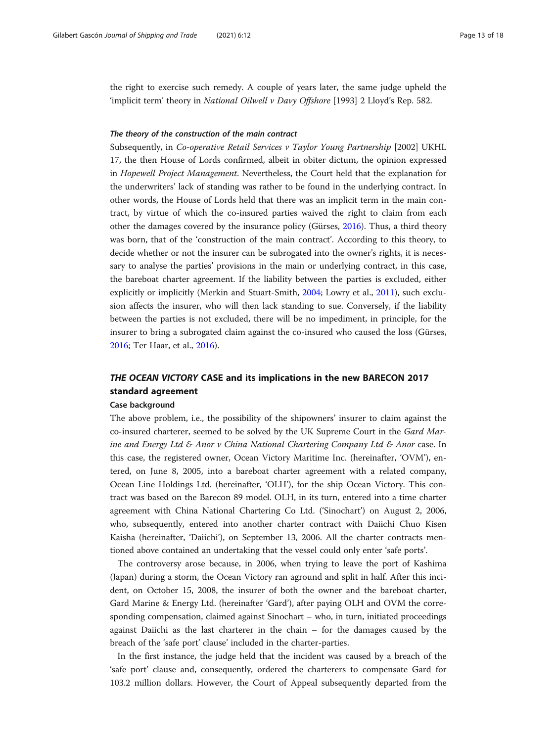the right to exercise such remedy. A couple of years later, the same judge upheld the 'implicit term' theory in *National Oilwell v Davy Offshore* [1993] 2 Lloyd's Rep. 582.

#### *The theory of the construction of the main contract*

Subsequently, in *Co-operative Retail Services v Taylor Young Partnership* [2002] UKHL 17, the then House of Lords confirmed, albeit in obiter dictum, the opinion expressed in *Hopewell Project Management*. Nevertheless, the Court held that the explanation for the underwriters' lack of standing was rather to be found in the underlying contract. In other words, the House of Lords held that there was an implicit term in the main contract, by virtue of which the co-insured parties waived the right to claim from each other the damages covered by the insurance policy (Gürses, 2016). Thus, a third theory was born, that of the 'construction of the main contract'. According to this theory, to decide whether or not the insurer can be subrogated into the owner's rights, it is necessary to analyse the parties' provisions in the main or underlying contract, in this case, the bareboat charter agreement. If the liability between the parties is excluded, either explicitly or implicitly (Merkin and Stuart-Smith, 2004; Lowry et al., 2011), such exclusion affects the insurer, who will then lack standing to sue. Conversely, if the liability between the parties is not excluded, there will be no impediment, in principle, for the insurer to bring a subrogated claim against the co-insured who caused the loss (Gürses, 2016; Ter Haar, et al., 2016).

## *THE OCEAN VICTORY* CASE and its implications in the new BARECON 2017 standard agreement

### Case background

The above problem, i.e., the possibility of the shipowners' insurer to claim against the co-insured charterer, seemed to be solved by the UK Supreme Court in the *Gard Marine and Energy Ltd & Anor v China National Chartering Company Ltd & Anor* case. In this case, the registered owner, Ocean Victory Maritime Inc. (hereinafter, 'OVM'), entered, on June 8, 2005, into a bareboat charter agreement with a related company, Ocean Line Holdings Ltd. (hereinafter, 'OLH'), for the ship Ocean Victory. This contract was based on the Barecon 89 model. OLH, in its turn, entered into a time charter agreement with China National Chartering Co Ltd. ('Sinochart') on August 2, 2006, who, subsequently, entered into another charter contract with Daiichi Chuo Kisen Kaisha (hereinafter, 'Daiichi'), on September 13, 2006. All the charter contracts mentioned above contained an undertaking that the vessel could only enter 'safe ports'.

The controversy arose because, in 2006, when trying to leave the port of Kashima (Japan) during a storm, the Ocean Victory ran aground and split in half. After this incident, on October 15, 2008, the insurer of both the owner and the bareboat charter, Gard Marine & Energy Ltd. (hereinafter 'Gard'), after paying OLH and OVM the corresponding compensation, claimed against Sinochart – who, in turn, initiated proceedings against Daiichi as the last charterer in the chain – for the damages caused by the breach of the 'safe port' clause' included in the charter-parties.

In the first instance, the judge held that the incident was caused by a breach of the 'safe port' clause and, consequently, ordered the charterers to compensate Gard for 103.2 million dollars. However, the Court of Appeal subsequently departed from the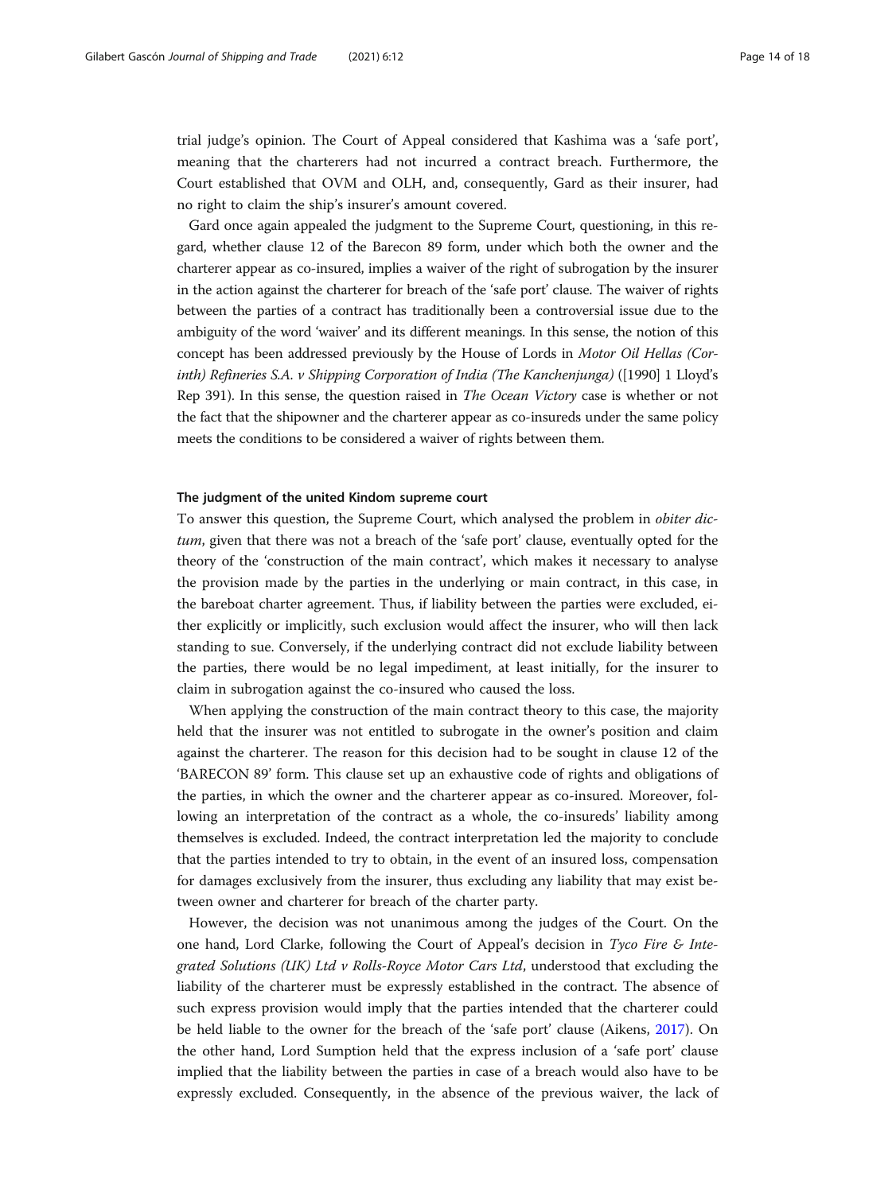trial judge's opinion. The Court of Appeal considered that Kashima was a 'safe port', meaning that the charterers had not incurred a contract breach. Furthermore, the Court established that OVM and OLH, and, consequently, Gard as their insurer, had no right to claim the ship's insurer's amount covered.

Gard once again appealed the judgment to the Supreme Court, questioning, in this regard, whether clause 12 of the Barecon 89 form, under which both the owner and the charterer appear as co-insured, implies a waiver of the right of subrogation by the insurer in the action against the charterer for breach of the 'safe port' clause. The waiver of rights between the parties of a contract has traditionally been a controversial issue due to the ambiguity of the word 'waiver' and its different meanings. In this sense, the notion of this concept has been addressed previously by the House of Lords in *Motor Oil Hellas (Corinth) Refineries S.A. v Shipping Corporation of India (The Kanchenjunga)* ([1990] 1 Lloyd's Rep 391). In this sense, the question raised in *The Ocean Victory* case is whether or not the fact that the shipowner and the charterer appear as co-insureds under the same policy meets the conditions to be considered a waiver of rights between them.

### The judgment of the united Kindom supreme court

To answer this question, the Supreme Court, which analysed the problem in *obiter dictum*, given that there was not a breach of the 'safe port' clause, eventually opted for the theory of the 'construction of the main contract', which makes it necessary to analyse the provision made by the parties in the underlying or main contract, in this case, in the bareboat charter agreement. Thus, if liability between the parties were excluded, either explicitly or implicitly, such exclusion would affect the insurer, who will then lack standing to sue. Conversely, if the underlying contract did not exclude liability between the parties, there would be no legal impediment, at least initially, for the insurer to claim in subrogation against the co-insured who caused the loss.

When applying the construction of the main contract theory to this case, the majority held that the insurer was not entitled to subrogate in the owner's position and claim against the charterer. The reason for this decision had to be sought in clause 12 of the 'BARECON 89' form. This clause set up an exhaustive code of rights and obligations of the parties, in which the owner and the charterer appear as co-insured. Moreover, following an interpretation of the contract as a whole, the co-insureds' liability among themselves is excluded. Indeed, the contract interpretation led the majority to conclude that the parties intended to try to obtain, in the event of an insured loss, compensation for damages exclusively from the insurer, thus excluding any liability that may exist between owner and charterer for breach of the charter party.

However, the decision was not unanimous among the judges of the Court. On the one hand, Lord Clarke, following the Court of Appeal's decision in *Tyco Fire & Integrated Solutions (UK) Ltd v Rolls-Royce Motor Cars Ltd*, understood that excluding the liability of the charterer must be expressly established in the contract. The absence of such express provision would imply that the parties intended that the charterer could be held liable to the owner for the breach of the 'safe port' clause (Aikens, 2017). On the other hand, Lord Sumption held that the express inclusion of a 'safe port' clause implied that the liability between the parties in case of a breach would also have to be expressly excluded. Consequently, in the absence of the previous waiver, the lack of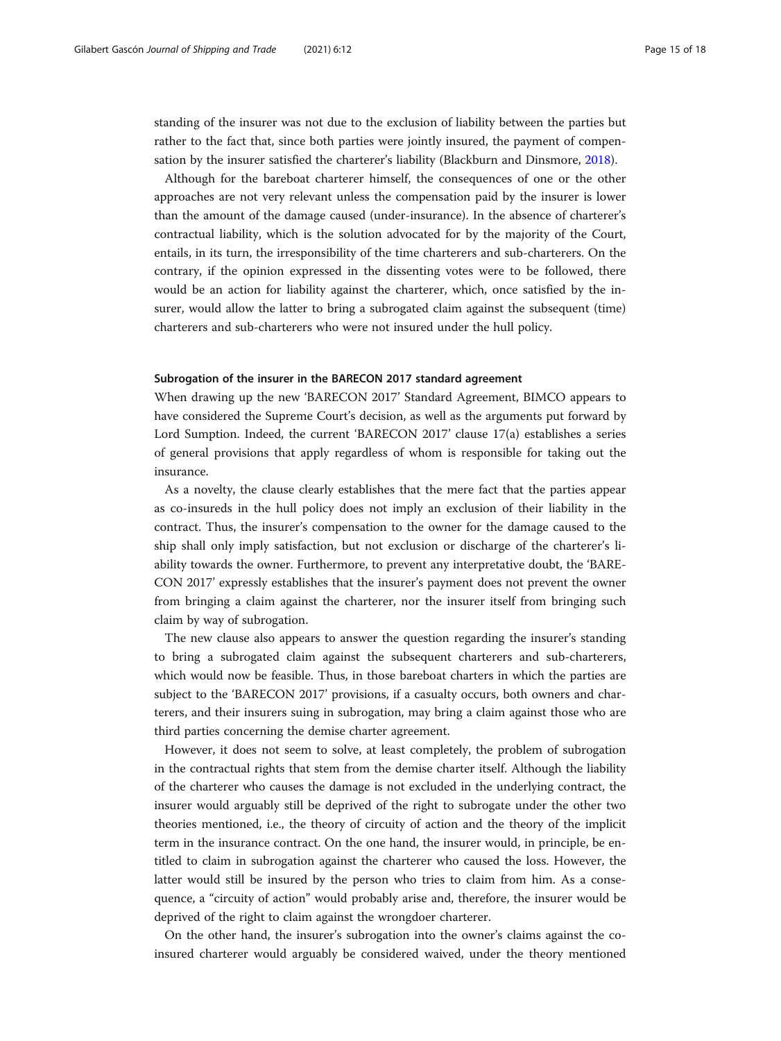standing of the insurer was not due to the exclusion of liability between the parties but rather to the fact that, since both parties were jointly insured, the payment of compensation by the insurer satisfied the charterer's liability (Blackburn and Dinsmore, 2018).

Although for the bareboat charterer himself, the consequences of one or the other approaches are not very relevant unless the compensation paid by the insurer is lower than the amount of the damage caused (under-insurance). In the absence of charterer's contractual liability, which is the solution advocated for by the majority of the Court, entails, in its turn, the irresponsibility of the time charterers and sub-charterers. On the contrary, if the opinion expressed in the dissenting votes were to be followed, there would be an action for liability against the charterer, which, once satisfied by the insurer, would allow the latter to bring a subrogated claim against the subsequent (time) charterers and sub-charterers who were not insured under the hull policy.

#### Subrogation of the insurer in the BARECON 2017 standard agreement

When drawing up the new 'BARECON 2017' Standard Agreement, BIMCO appears to have considered the Supreme Court's decision, as well as the arguments put forward by Lord Sumption. Indeed, the current 'BARECON 2017' clause 17(a) establishes a series of general provisions that apply regardless of whom is responsible for taking out the insurance.

As a novelty, the clause clearly establishes that the mere fact that the parties appear as co-insureds in the hull policy does not imply an exclusion of their liability in the contract. Thus, the insurer's compensation to the owner for the damage caused to the ship shall only imply satisfaction, but not exclusion or discharge of the charterer's liability towards the owner. Furthermore, to prevent any interpretative doubt, the 'BARECON 2017' expressly establishes that the insurer's payment does not prevent the owner from bringing a claim against the charterer, nor the insurer itself from bringing such claim by way of subrogation.

The new clause also appears to answer the question regarding the insurer's standing to bring a subrogated claim against the subsequent charterers and sub-charterers, which would now be feasible. Thus, in those bareboat charters in which the parties are subject to the 'BARECON 2017' provisions, if a casualty occurs, both owners and charterers, and their insurers suing in subrogation, may bring a claim against those who are third parties concerning the demise charter agreement.

However, it does not seem to solve, at least completely, the problem of subrogation in the contractual rights that stem from the demise charter itself. Although the liability of the charterer who causes the damage is not excluded in the underlying contract, the insurer would arguably still be deprived of the right to subrogate under the other two theories mentioned, i.e., the theory of circuity of action and the theory of the implicit term in the insurance contract. On the one hand, the insurer would, in principle, be entitled to claim in subrogation against the charterer who caused the loss. However, the latter would still be insured by the person who tries to claim from him. As a consequence, a "circuity of action" would probably arise and, therefore, the insurer would be deprived of the right to claim against the wrongdoer charterer.

On the other hand, the insurer's subrogation into the owner's claims against the co-insured charterer would arguably be considered waived, under the theory mentioned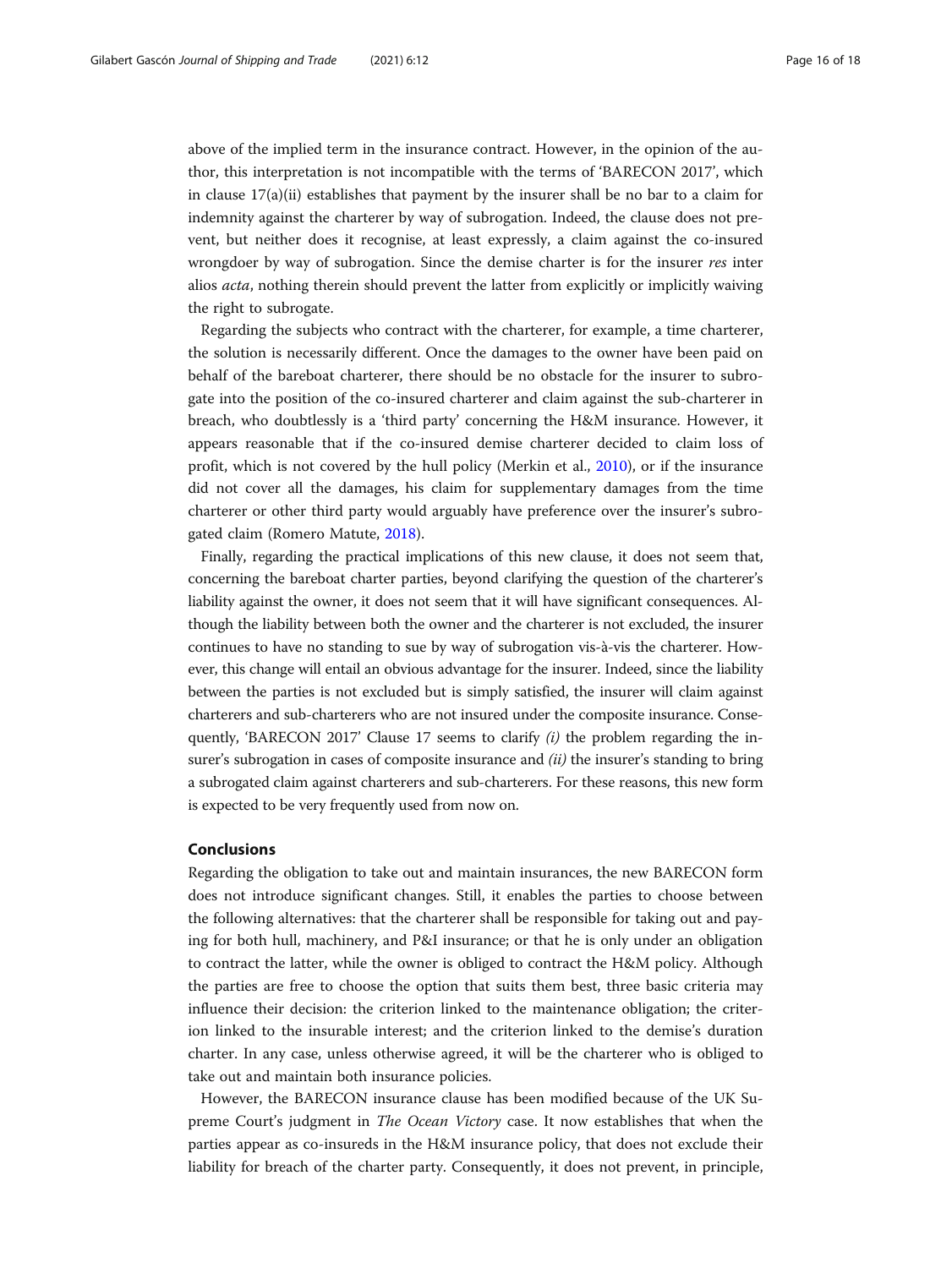above of the implied term in the insurance contract. However, in the opinion of the author, this interpretation is not incompatible with the terms of 'BARECON 2017', which in clause 17(a)(ii) establishes that payment by the insurer shall be no bar to a claim for indemnity against the charterer by way of subrogation. Indeed, the clause does not prevent, but neither does it recognise, at least expressly, a claim against the co-insured wrongdoer by way of subrogation. Since the demise charter is for the insurer *res* inter alios *acta*, nothing therein should prevent the latter from explicitly or implicitly waiving the right to subrogate.

Regarding the subjects who contract with the charterer, for example, a time charterer, the solution is necessarily different. Once the damages to the owner have been paid on behalf of the bareboat charterer, there should be no obstacle for the insurer to subrogate into the position of the co-insured charterer and claim against the sub-charterer in breach, who doubtlessly is a 'third party' concerning the H&M insurance. However, it appears reasonable that if the co-insured demise charterer decided to claim loss of profit, which is not covered by the hull policy (Merkin et al., 2010), or if the insurance did not cover all the damages, his claim for supplementary damages from the time charterer or other third party would arguably have preference over the insurer's subrogated claim (Romero Matute, 2018).

Finally, regarding the practical implications of this new clause, it does not seem that, concerning the bareboat charter parties, beyond clarifying the question of the charterer's liability against the owner, it does not seem that it will have significant consequences. Although the liability between both the owner and the charterer is not excluded, the insurer continues to have no standing to sue by way of subrogation vis-à-vis the charterer. However, this change will entail an obvious advantage for the insurer. Indeed, since the liability between the parties is not excluded but is simply satisfied, the insurer will claim against charterers and sub-charterers who are not insured under the composite insurance. Consequently, 'BARECON 2017' Clause 17 seems to clarify *(i)* the problem regarding the insurer's subrogation in cases of composite insurance and *(ii)* the insurer's standing to bring a subrogated claim against charterers and sub-charterers. For these reasons, this new form is expected to be very frequently used from now on.

## Conclusions

Regarding the obligation to take out and maintain insurances, the new BARECON form does not introduce significant changes. Still, it enables the parties to choose between the following alternatives: that the charterer shall be responsible for taking out and paying for both hull, machinery, and P&I insurance; or that he is only under an obligation to contract the latter, while the owner is obliged to contract the H&M policy. Although the parties are free to choose the option that suits them best, three basic criteria may influence their decision: the criterion linked to the maintenance obligation; the criterion linked to the insurable interest; and the criterion linked to the demise's duration charter. In any case, unless otherwise agreed, it will be the charterer who is obliged to take out and maintain both insurance policies.

However, the BARECON insurance clause has been modified because of the UK Supreme Court's judgment in *The Ocean Victory* case. It now establishes that when the parties appear as co-insureds in the H&M insurance policy, that does not exclude their liability for breach of the charter party. Consequently, it does not prevent, in principle,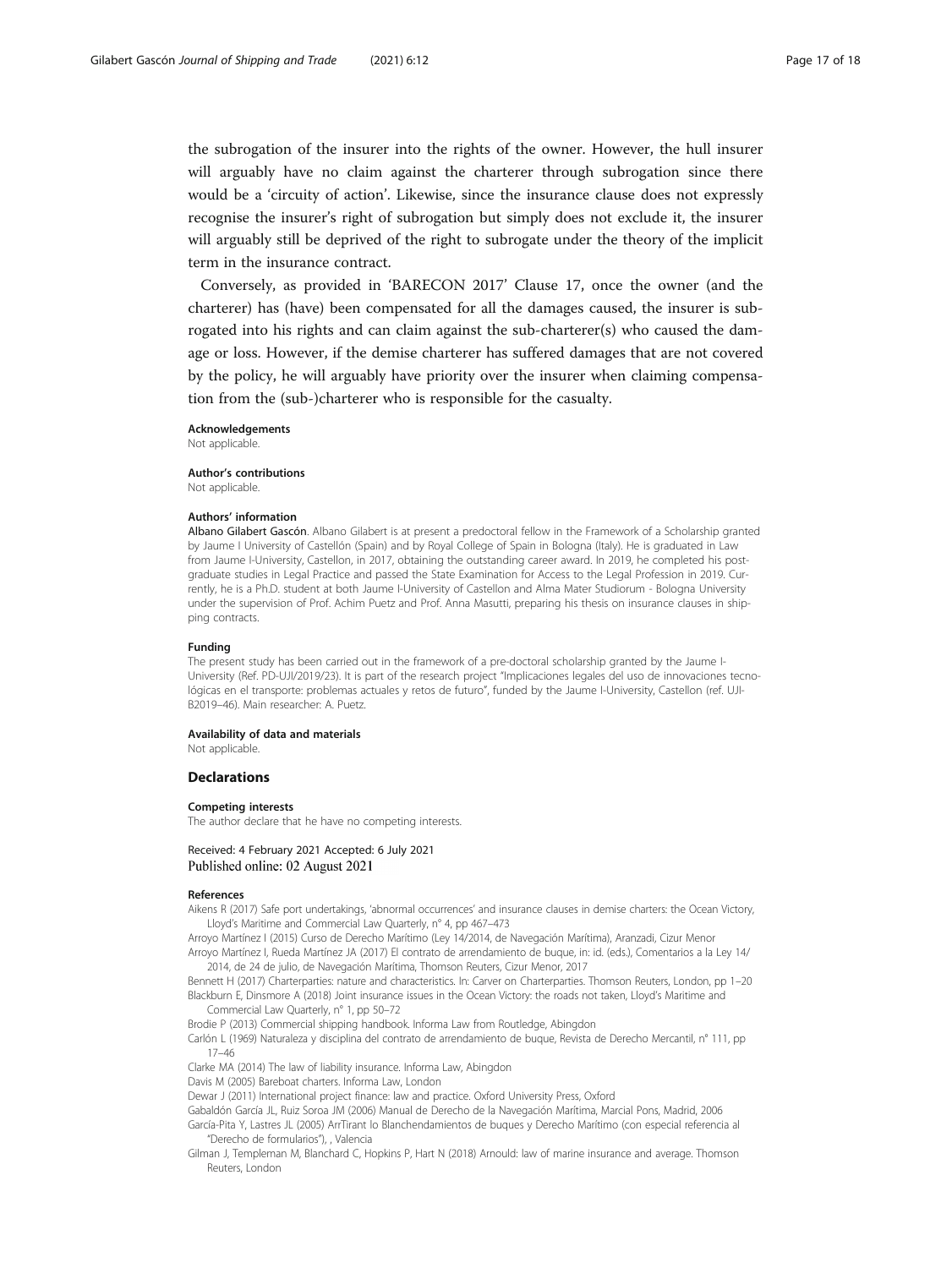the subrogation of the insurer into the rights of the owner. However, the hull insurer will arguably have no claim against the charterer through subrogation since there would be a 'circuity of action'. Likewise, since the insurance clause does not expressly recognise the insurer's right of subrogation but simply does not exclude it, the insurer will arguably still be deprived of the right to subrogate under the theory of the implicit term in the insurance contract.

Conversely, as provided in 'BARECON 2017' Clause 17, once the owner (and the charterer) has (have) been compensated for all the damages caused, the insurer is subrogated into his rights and can claim against the sub-charterer(s) who caused the damage or loss. However, if the demise charterer has suffered damages that are not covered by the policy, he will arguably have priority over the insurer when claiming compensation from the (sub-)charterer who is responsible for the casualty.

#### Acknowledgements
Not applicable.

#### Author's contributions
Not applicable.

#### Authors' information
Albano Gilabert Gascón. Albano Gilabert is at present a predoctoral fellow in the Framework of a Scholarship granted by Jaume I University of Castellón (Spain) and by Royal College of Spain in Bologna (Italy). He is graduated in Law from Jaume I-University, Castellon, in 2017, obtaining the outstanding career award. In 2019, he completed his post-graduate studies in Legal Practice and passed the State Examination for Access to the Legal Profession in 2019. Currently, he is a Ph.D. student at both Jaume I-University of Castellon and Alma Mater Studiorum - Bologna University under the supervision of Prof. Achim Puetz and Prof. Anna Masutti, preparing his thesis on insurance clauses in shipping contracts.

#### Funding
The present study has been carried out in the framework of a pre-doctoral scholarship granted by the Jaume I-University (Ref. PD-UJI/2019/23). It is part of the research project "Implicaciones legales del uso de innovaciones tecnológicas en el transporte: problemas actuales y retos de futuro", funded by the Jaume I-University, Castellon (ref. UJI-B2019–46). Main researcher: A. Puetz.

#### Availability of data and materials
Not applicable.

### Declarations

#### Competing interests
The author declare that he have no competing interests.

Received: 4 February 2021 Accepted: 6 July 2021
Published online: 02 August 2021

#### References
Aikens R (2017) Safe port undertakings, 'abnormal occurrences' and insurance clauses in demise charters: the Ocean Victory, Lloyd's Maritime and Commercial Law Quarterly, n° 4, pp 467–473

Arroyo Martínez I (2015) Curso de Derecho Marítimo (Ley 14/2014, de Navegación Marítima), Aranzadi, Cizur Menor

Arroyo Martínez I, Rueda Martínez JA (2017) El contrato de arrendamiento de buque, in: id. (eds.), Comentarios a la Ley 14/2014, de 24 de julio, de Navegación Marítima, Thomson Reuters, Cizur Menor, 2017

Bennett H (2017) Charterparties: nature and characteristics. In: Carver on Charterparties. Thomson Reuters, London, pp 1–20

Blackburn E, Dinsmore A (2018) Joint insurance issues in the Ocean Victory: the roads not taken, Lloyd's Maritime and Commercial Law Quarterly, n° 1, pp 50–72

Brodie P (2013) Commercial shipping handbook. Informa Law from Routledge, Abingdon

Carlón L (1969) Naturaleza y disciplina del contrato de arrendamiento de buque, Revista de Derecho Mercantil, n° 111, pp 17–46

Clarke MA (2014) The law of liability insurance. Informa Law, Abingdon

Davis M (2005) Bareboat charters. Informa Law, London

Dewar J (2011) International project finance: law and practice. Oxford University Press, Oxford

Gabaldón García JL, Ruiz Soroa JM (2006) Manual de Derecho de la Navegación Marítima, Marcial Pons, Madrid, 2006

García-Pita Y, Lastres JL (2005) ArrTirant lo Blanchendamientos de buques y Derecho Marítimo (con especial referencia al "Derecho de formularios"), , Valencia

Gilman J, Templeman M, Blanchard C, Hopkins P, Hart N (2018) Arnould: law of marine insurance and average. Thomson Reuters, London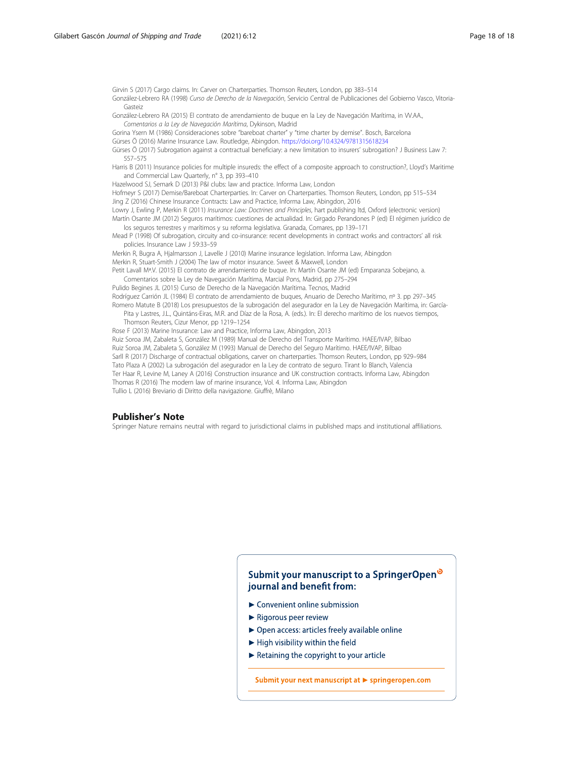Girvin S (2017) Cargo claims. In: Carver on Charterparties. Thomson Reuters, London, pp 383–514

González-Lebrero RA (1998) *Curso de Derecho de la Navegación*, Servicio Central de Publicaciones del Gobierno Vasco, Vitoria-Gasteiz

González-Lebrero RA (2015) El contrato de arrendamiento de buque en la Ley de Navegación Marítima, in VV.AA., *Comentarios a la Ley de Navegación Marítima*, Dykinson, Madrid

Gorina Ysern M (1986) Consideraciones sobre "bareboat charter" y "time charter by demise". Bosch, Barcelona

Gürses Ö (2016) Marine Insurance Law. Routledge, Abingdon. https://doi.org/10.4324/9781315618234

Gürses Ö (2017) Subrogation against a contractual beneficiary: a new limitation to insurers' subrogation? J Business Law 7: 557–575

Harris B (2011) Insurance policies for multiple insureds: the effect of a composite approach to construction?, Lloyd's Maritime and Commercial Law Quarterly, n° 3, pp 393–410

Hazelwood SJ, Semark D (2013) P&I clubs: law and practice. Informa Law, London

Hofmeyr S (2017) Demise/Bareboat Charterparties. In: Carver on Charterparties. Thomson Reuters, London, pp 515–534

Jing Z (2016) Chinese Insurance Contracts: Law and Practice, Informa Law, Abingdon, 2016

Lowry J, Ewling P, Merkin R (2011) *Insurance Law: Doctrines and Principles*, hart publishing ltd, Oxford (electronic version)

Martín Osante JM (2012) Seguros marítimos: cuestiones de actualidad. In: Girgado Perandones P (ed) El régimen jurídico de los seguros terrestres y marítimos y su reforma legislativa. Granada, Comares, pp 139–171

Mead P (1998) Of subrogation, circuity and co-insurance: recent developments in contract works and contractors' all risk policies. Insurance Law J 59:33–59

Merkin R, Bugra A, Hjalmarsson J, Lavelle J (2010) Marine insurance legislation. Informa Law, Abingdon

Merkin R, Stuart-Smith J (2004) The law of motor insurance. Sweet & Maxwell, London

Petit Lavall Mª.V. (2015) El contrato de arrendamiento de buque. In: Martín Osante JM (ed) Emparanza Sobejano, a. Comentarios sobre la Ley de Navegación Marítima, Marcial Pons, Madrid, pp 275–294

Pulido Begines JL (2015) Curso de Derecho de la Navegación Marítima. Tecnos, Madrid

Rodríguez Carrión JL (1984) El contrato de arrendamiento de buques, Anuario de Derecho Marítimo, nº 3. pp 297–345

Romero Matute B (2018) Los presupuestos de la subrogación del asegurador en la Ley de Navegación Marítima, in: García-Pita y Lastres, J.L., Quintáns-Eiras, M.R. and Díaz de la Rosa, A. (eds.). In: El derecho marítimo de los nuevos tiempos, Thomson Reuters, Cizur Menor, pp 1219–1254

Rose F (2013) Marine Insurance: Law and Practice, Informa Law, Abingdon, 2013

Ruiz Soroa JM, Zabaleta S, González M (1989) Manual de Derecho del Transporte Marítimo. HAEE/IVAP, Bilbao

Ruiz Soroa JM, Zabaleta S, González M (1993) Manual de Derecho del Seguro Marítimo. HAEE/IVAP, Bilbao

Sarll R (2017) Discharge of contractual obligations, carver on charterparties. Thomson Reuters, London, pp 929–984

Tato Plaza A (2002) La subrogación del asegurador en la Ley de contrato de seguro. Tirant lo Blanch, Valencia

Ter Haar R, Levine M, Laney A (2016) Construction insurance and UK construction contracts. Informa Law, Abingdon

Thomas R (2016) The modern law of marine insurance, Vol. 4. Informa Law, Abingdon

Tullio L (2016) Breviario di Diritto della navigazione. Giuffrè, Milano

## Publisher's Note

Springer Nature remains neutral with regard to jurisdictional claims in published maps and institutional affiliations.

**Submit your manuscript to a SpringerOpen journal and benefit from:**

- ► Convenient online submission
- ► Rigorous peer review
- ► Open access: articles freely available online
- ► High visibility within the field
- ► Retaining the copyright to your article

**Submit your next manuscript at ► springeropen.com**